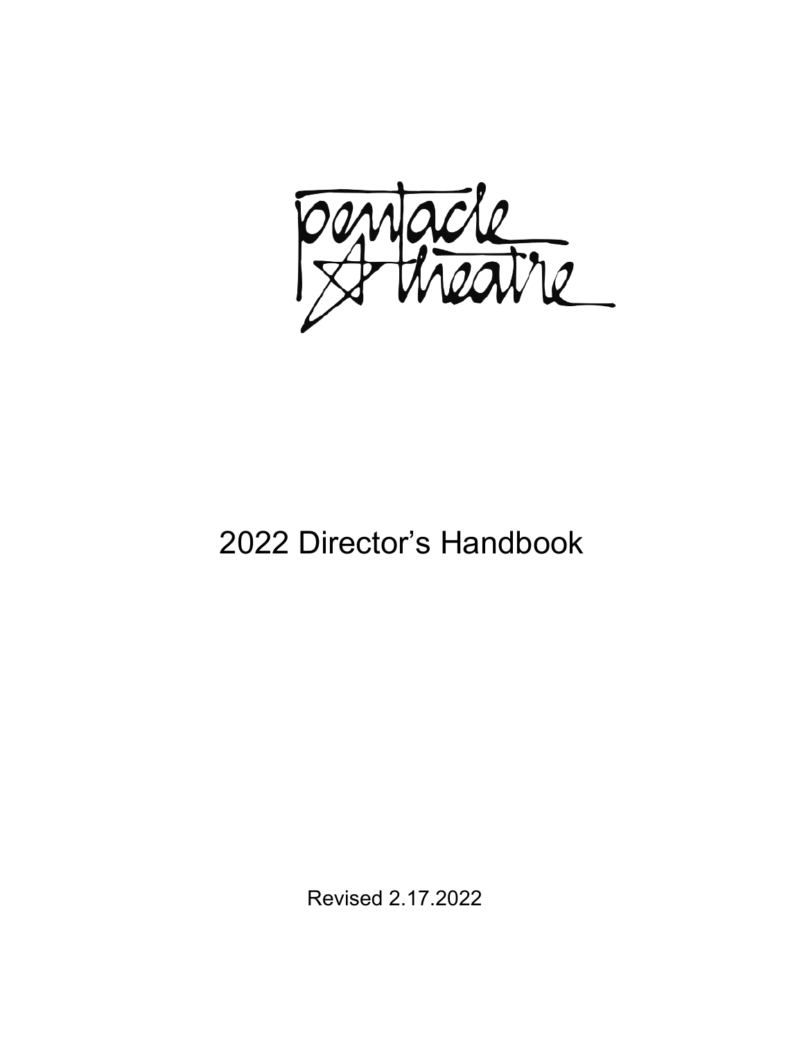pentacle theatre

# 2022 Director's Handbook

Revised 2.17.2022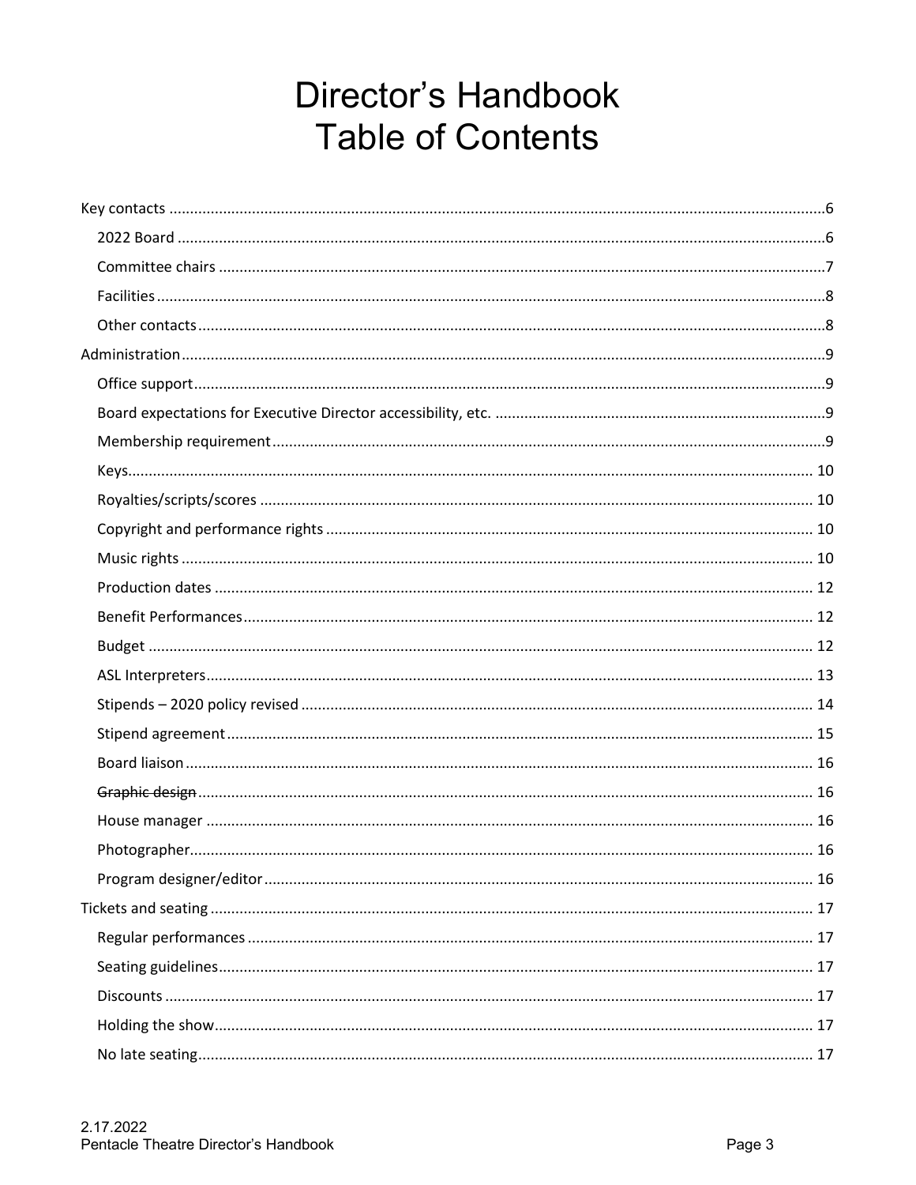# Director's Handbook
# Table of Contents

- Key contacts ........ 6
  - 2022 Board ........ 6
  - Committee chairs ........ 7
  - Facilities ........ 8
  - Other contacts ........ 8
- Administration ........ 9
  - Office support ........ 9
  - Board expectations for Executive Director accessibility, etc. ........ 9
  - Membership requirement ........ 9
  - Keys ........ 10
  - Royalties/scripts/scores ........ 10
  - Copyright and performance rights ........ 10
  - Music rights ........ 10
  - Production dates ........ 12
  - Benefit Performances ........ 12
  - Budget ........ 12
  - ASL Interpreters ........ 13
  - Stipends – 2020 policy revised ........ 14
  - Stipend agreement ........ 15
  - Board liaison ........ 16
  - ~~Graphic design~~ ........ 16
  - House manager ........ 16
  - Photographer ........ 16
  - Program designer/editor ........ 16
- Tickets and seating ........ 17
  - Regular performances ........ 17
  - Seating guidelines ........ 17
  - Discounts ........ 17
  - Holding the show ........ 17
  - No late seating ........ 17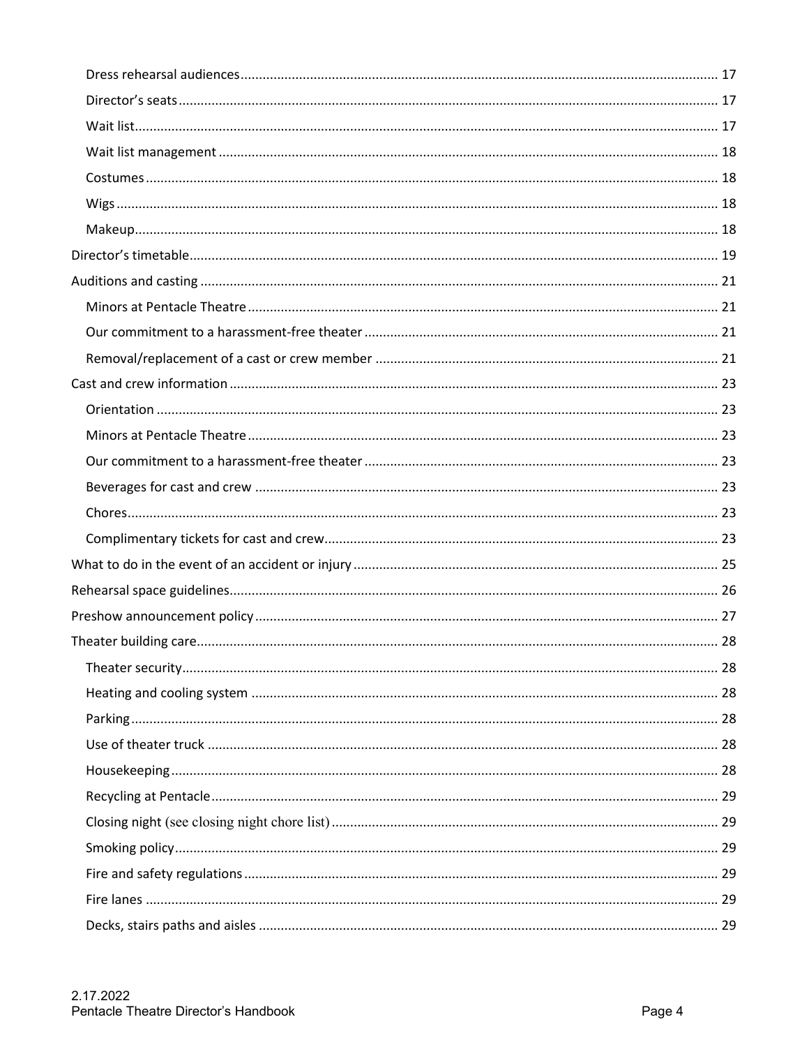- Dress rehearsal audiences ........ 17
- Director's seats ........ 17
- Wait list ........ 17
- Wait list management ........ 18
- Costumes ........ 18
- Wigs ........ 18
- Makeup ........ 18

Director's timetable ........ 19

Auditions and casting ........ 21

- Minors at Pentacle Theatre ........ 21
- Our commitment to a harassment-free theater ........ 21
- Removal/replacement of a cast or crew member ........ 21

Cast and crew information ........ 23

- Orientation ........ 23
- Minors at Pentacle Theatre ........ 23
- Our commitment to a harassment-free theater ........ 23
- Beverages for cast and crew ........ 23
- Chores ........ 23
- Complimentary tickets for cast and crew ........ 23

What to do in the event of an accident or injury ........ 25

Rehearsal space guidelines ........ 26

Preshow announcement policy ........ 27

Theater building care ........ 28

- Theater security ........ 28
- Heating and cooling system ........ 28
- Parking ........ 28
- Use of theater truck ........ 28
- Housekeeping ........ 28
- Recycling at Pentacle ........ 29
- Closing night (see closing night chore list) ........ 29
- Smoking policy ........ 29
- Fire and safety regulations ........ 29
- Fire lanes ........ 29
- Decks, stairs paths and aisles ........ 29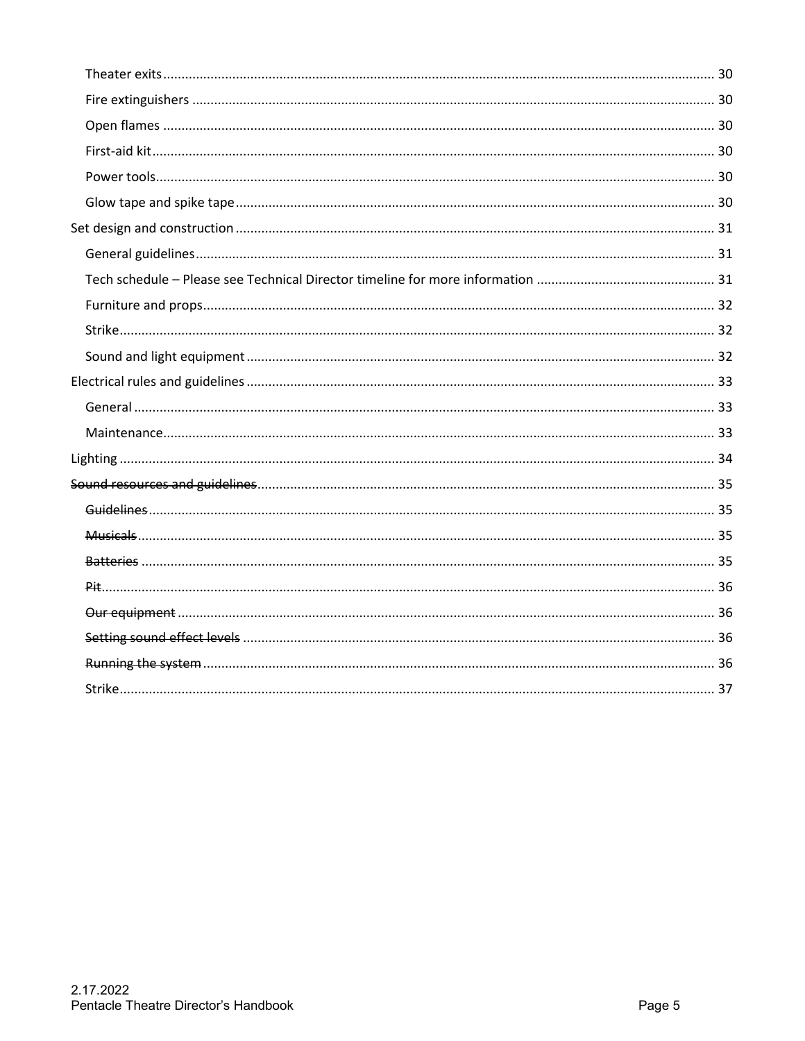- Theater exits ........ 30
- Fire extinguishers ........ 30
- Open flames ........ 30
- First-aid kit ........ 30
- Power tools ........ 30
- Glow tape and spike tape ........ 30

Set design and construction ........ 31

- General guidelines ........ 31
- Tech schedule – Please see Technical Director timeline for more information ........ 31
- Furniture and props ........ 32
- Strike ........ 32
- Sound and light equipment ........ 32

Electrical rules and guidelines ........ 33

- General ........ 33
- Maintenance ........ 33

Lighting ........ 34

~~Sound resources and guidelines~~ ........ 35

- ~~Guidelines~~ ........ 35
- ~~Musicals~~ ........ 35
- ~~Batteries~~ ........ 35
- ~~Pit~~ ........ 36
- ~~Our equipment~~ ........ 36
- ~~Setting sound effect levels~~ ........ 36
- ~~Running the system~~ ........ 36
- Strike ........ 37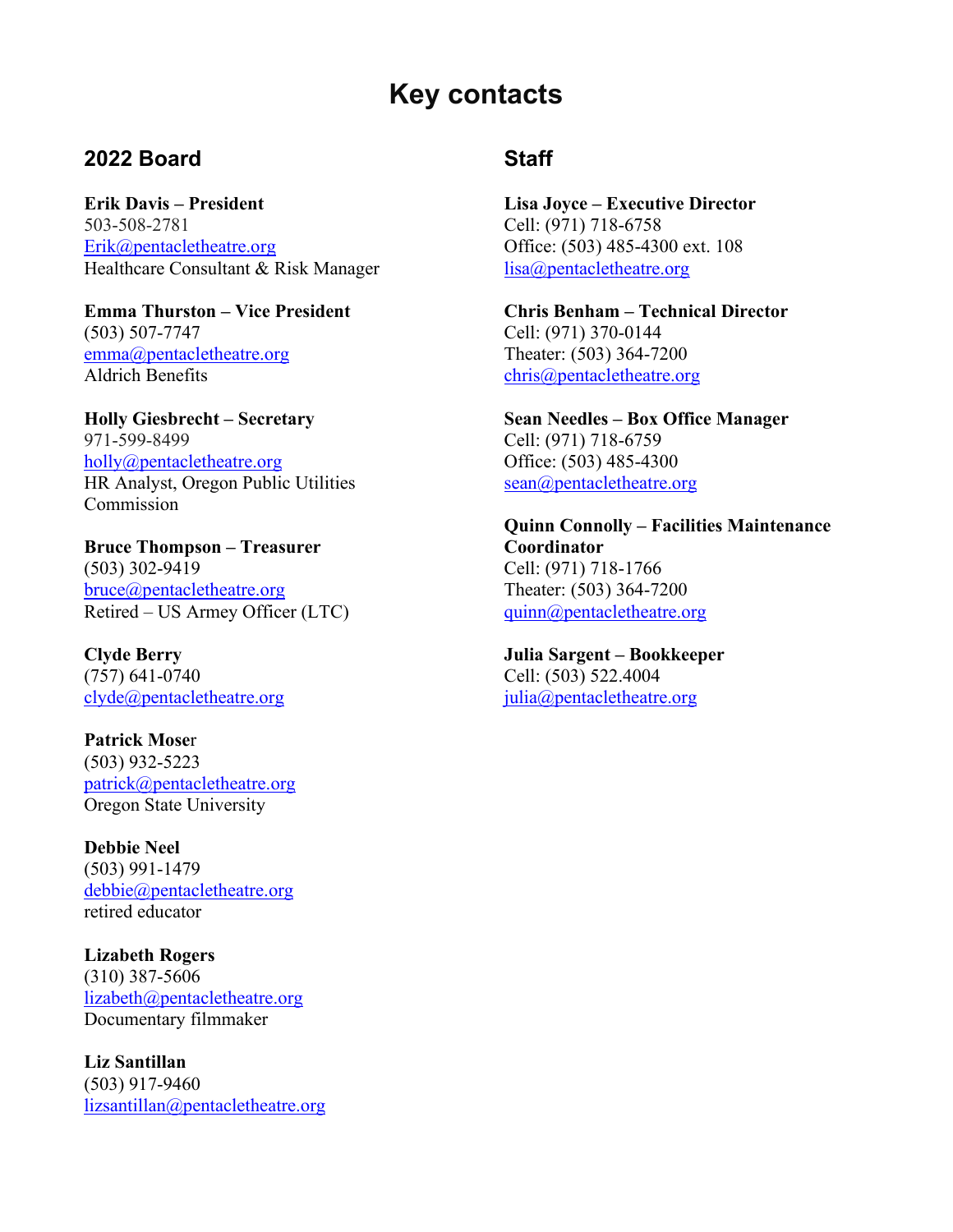# Key contacts

## 2022 Board

**Erik Davis – President**
503-508-2781
Erik@pentacletheatre.org
Healthcare Consultant & Risk Manager

**Emma Thurston – Vice President**
(503) 507-7747
emma@pentacletheatre.org
Aldrich Benefits

**Holly Giesbrecht – Secretary**
971-599-8499
holly@pentacletheatre.org
HR Analyst, Oregon Public Utilities Commission

**Bruce Thompson – Treasurer**
(503) 302-9419
bruce@pentacletheatre.org
Retired – US Armey Officer (LTC)

**Clyde Berry**
(757) 641-0740
clyde@pentacletheatre.org

**Patrick Moser**
(503) 932-5223
patrick@pentacletheatre.org
Oregon State University

**Debbie Neel**
(503) 991-1479
debbie@pentacletheatre.org
retired educator

**Lizabeth Rogers**
(310) 387-5606
lizabeth@pentacletheatre.org
Documentary filmmaker

**Liz Santillan**
(503) 917-9460
lizsantillan@pentacletheatre.org

## Staff

**Lisa Joyce – Executive Director**
Cell: (971) 718-6758
Office: (503) 485-4300 ext. 108
lisa@pentacletheatre.org

**Chris Benham – Technical Director**
Cell: (971) 370-0144
Theater: (503) 364-7200
chris@pentacletheatre.org

**Sean Needles – Box Office Manager**
Cell: (971) 718-6759
Office: (503) 485-4300
sean@pentacletheatre.org

**Quinn Connolly – Facilities Maintenance Coordinator**
Cell: (971) 718-1766
Theater: (503) 364-7200
quinn@pentacletheatre.org

**Julia Sargent – Bookkeeper**
Cell: (503) 522.4004
julia@pentacletheatre.org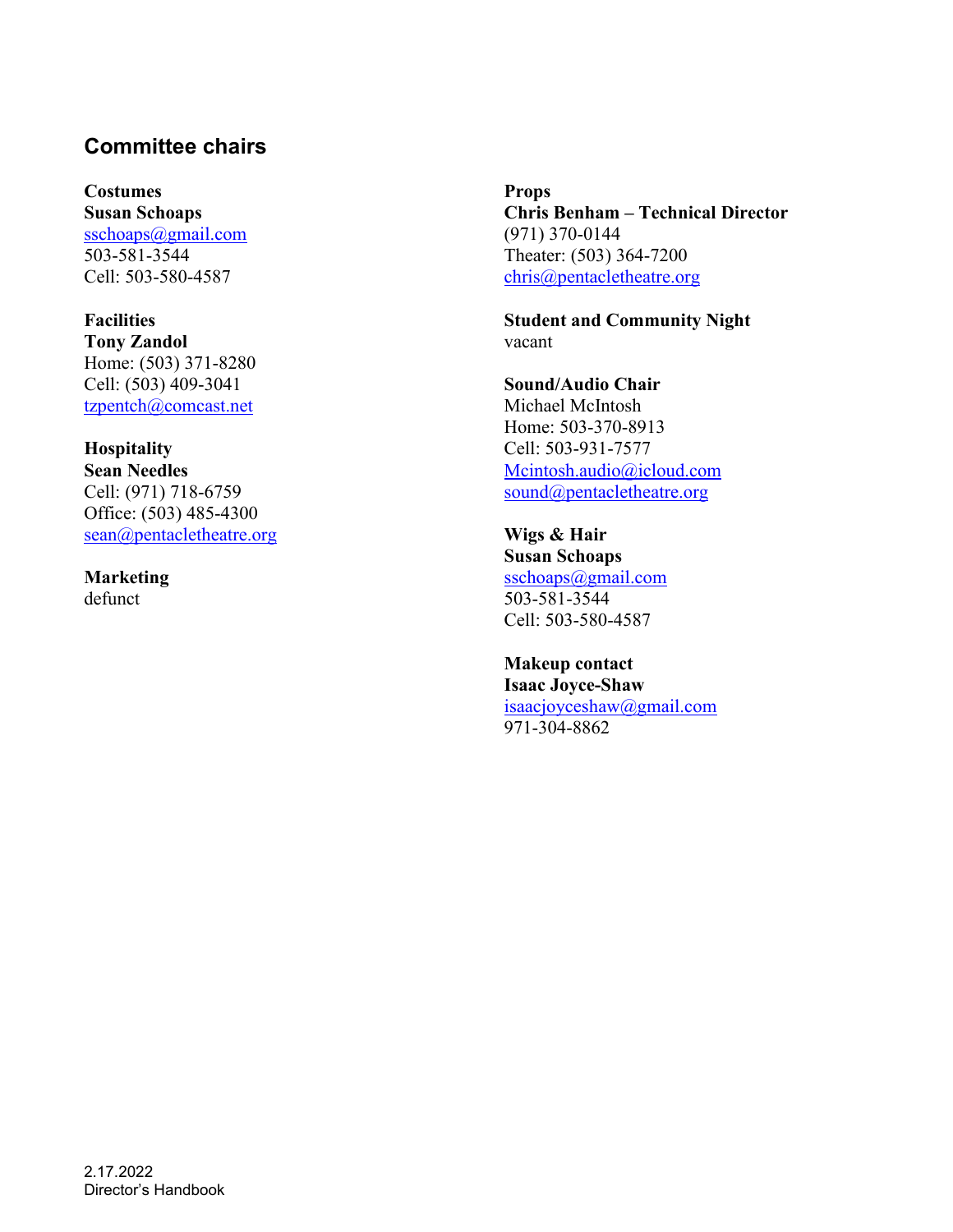## Committee chairs

**Costumes**
**Susan Schoaps**
sschoaps@gmail.com
503-581-3544
Cell: 503-580-4587

**Facilities**
**Tony Zandol**
Home: (503) 371-8280
Cell: (503) 409-3041
tzpentch@comcast.net

**Hospitality**
**Sean Needles**
Cell: (971) 718-6759
Office: (503) 485-4300
sean@pentacletheatre.org

**Marketing**
defunct

**Props**
**Chris Benham – Technical Director**
(971) 370-0144
Theater: (503) 364-7200
chris@pentacletheatre.org

**Student and Community Night**
vacant

**Sound/Audio Chair**
Michael McIntosh
Home: 503-370-8913
Cell: 503-931-7577
Mcintosh.audio@icloud.com
sound@pentacletheatre.org

**Wigs & Hair**
**Susan Schoaps**
sschoaps@gmail.com
503-581-3544
Cell: 503-580-4587

**Makeup contact**
**Isaac Joyce-Shaw**
isaacjoyceshaw@gmail.com
971-304-8862

2.17.2022
Director's Handbook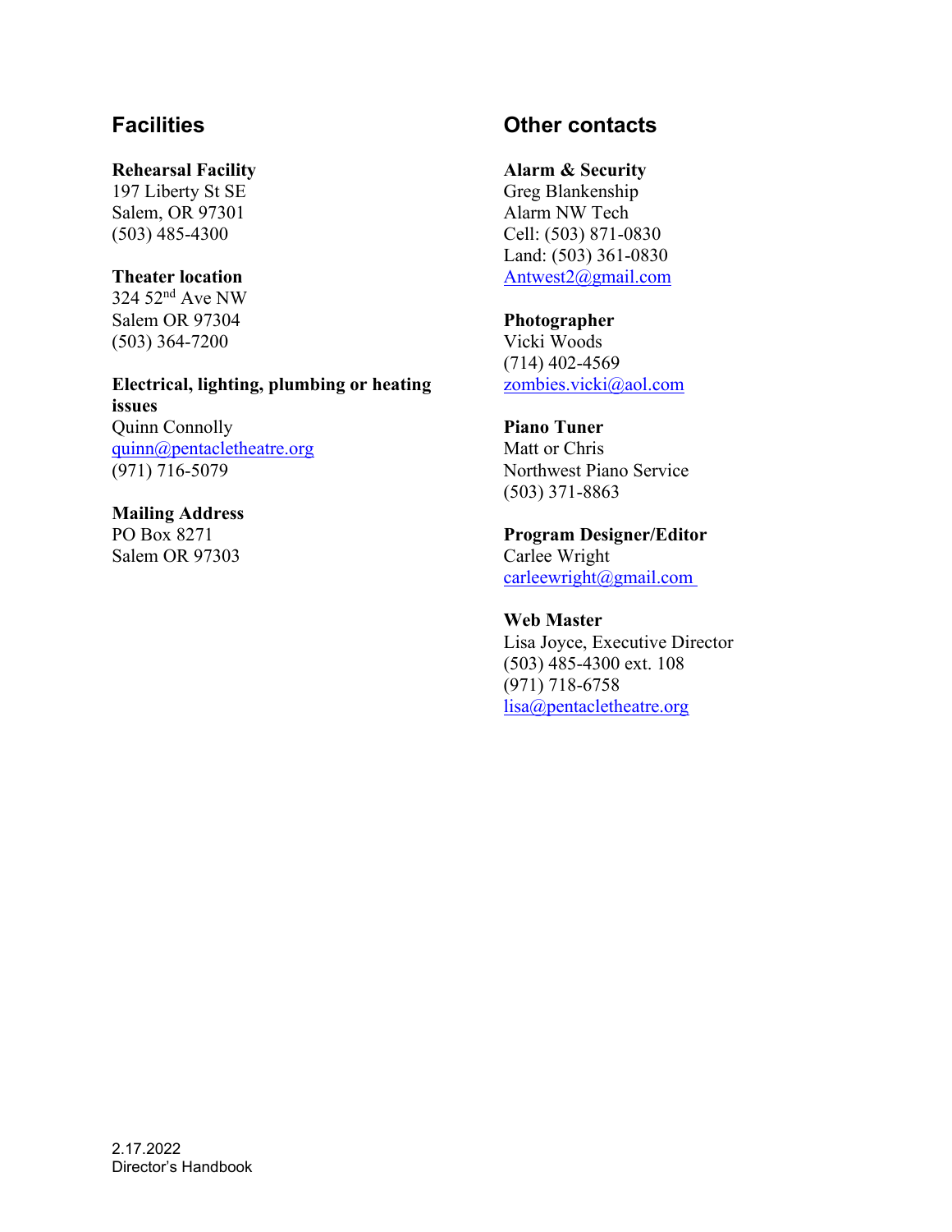## Facilities

**Rehearsal Facility**
197 Liberty St SE
Salem, OR 97301
(503) 485-4300

**Theater location**
324 52nd Ave NW
Salem OR 97304
(503) 364-7200

**Electrical, lighting, plumbing or heating issues**
Quinn Connolly
quinn@pentacletheatre.org
(971) 716-5079

**Mailing Address**
PO Box 8271
Salem OR 97303

## Other contacts

**Alarm & Security**
Greg Blankenship
Alarm NW Tech
Cell: (503) 871-0830
Land: (503) 361-0830
Antwest2@gmail.com

**Photographer**
Vicki Woods
(714) 402-4569
zombies.vicki@aol.com

**Piano Tuner**
Matt or Chris
Northwest Piano Service
(503) 371-8863

**Program Designer/Editor**
Carlee Wright
carleewright@gmail.com

**Web Master**
Lisa Joyce, Executive Director
(503) 485-4300 ext. 108
(971) 718-6758
lisa@pentacletheatre.org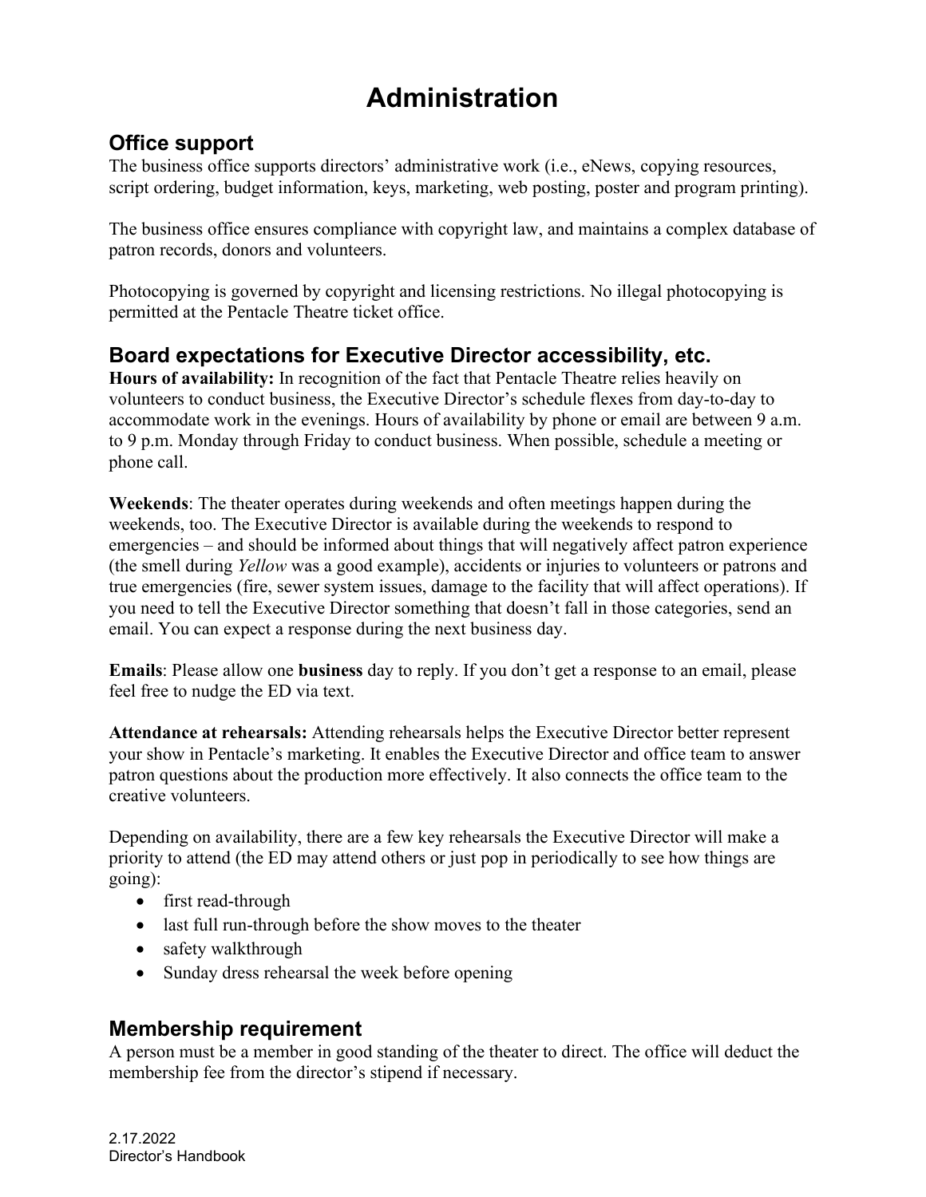# Administration

## Office support

The business office supports directors' administrative work (i.e., eNews, copying resources, script ordering, budget information, keys, marketing, web posting, poster and program printing).

The business office ensures compliance with copyright law, and maintains a complex database of patron records, donors and volunteers.

Photocopying is governed by copyright and licensing restrictions. No illegal photocopying is permitted at the Pentacle Theatre ticket office.

## Board expectations for Executive Director accessibility, etc.

**Hours of availability:** In recognition of the fact that Pentacle Theatre relies heavily on volunteers to conduct business, the Executive Director's schedule flexes from day-to-day to accommodate work in the evenings. Hours of availability by phone or email are between 9 a.m. to 9 p.m. Monday through Friday to conduct business. When possible, schedule a meeting or phone call.

**Weekends**: The theater operates during weekends and often meetings happen during the weekends, too. The Executive Director is available during the weekends to respond to emergencies – and should be informed about things that will negatively affect patron experience (the smell during *Yellow* was a good example), accidents or injuries to volunteers or patrons and true emergencies (fire, sewer system issues, damage to the facility that will affect operations). If you need to tell the Executive Director something that doesn't fall in those categories, send an email. You can expect a response during the next business day.

**Emails**: Please allow one **business** day to reply. If you don't get a response to an email, please feel free to nudge the ED via text.

**Attendance at rehearsals:** Attending rehearsals helps the Executive Director better represent your show in Pentacle's marketing. It enables the Executive Director and office team to answer patron questions about the production more effectively. It also connects the office team to the creative volunteers.

Depending on availability, there are a few key rehearsals the Executive Director will make a priority to attend (the ED may attend others or just pop in periodically to see how things are going):

- first read-through
- last full run-through before the show moves to the theater
- safety walkthrough
- Sunday dress rehearsal the week before opening

## Membership requirement

A person must be a member in good standing of the theater to direct. The office will deduct the membership fee from the director's stipend if necessary.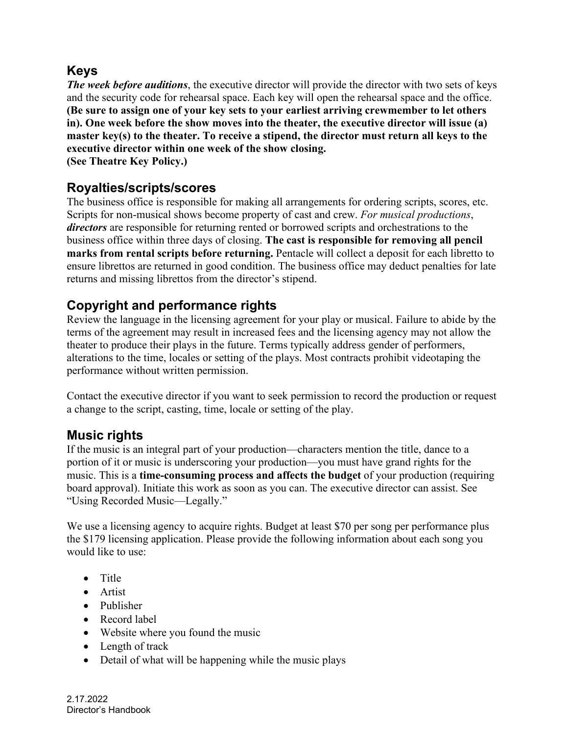## Keys

***The week before auditions***, the executive director will provide the director with two sets of keys and the security code for rehearsal space. Each key will open the rehearsal space and the office. **(Be sure to assign one of your key sets to your earliest arriving crewmember to let others in). One week before the show moves into the theater, the executive director will issue (a) master key(s) to the theater. To receive a stipend, the director must return all keys to the executive director within one week of the show closing.**
**(See Theatre Key Policy.)**

## Royalties/scripts/scores

The business office is responsible for making all arrangements for ordering scripts, scores, etc. Scripts for non-musical shows become property of cast and crew. *For musical productions*, ***directors*** are responsible for returning rented or borrowed scripts and orchestrations to the business office within three days of closing. **The cast is responsible for removing all pencil marks from rental scripts before returning.** Pentacle will collect a deposit for each libretto to ensure librettos are returned in good condition. The business office may deduct penalties for late returns and missing librettos from the director's stipend.

## Copyright and performance rights

Review the language in the licensing agreement for your play or musical. Failure to abide by the terms of the agreement may result in increased fees and the licensing agency may not allow the theater to produce their plays in the future. Terms typically address gender of performers, alterations to the time, locales or setting of the plays. Most contracts prohibit videotaping the performance without written permission.

Contact the executive director if you want to seek permission to record the production or request a change to the script, casting, time, locale or setting of the play.

## Music rights

If the music is an integral part of your production—characters mention the title, dance to a portion of it or music is underscoring your production—you must have grand rights for the music. This is a **time-consuming process and affects the budget** of your production (requiring board approval). Initiate this work as soon as you can. The executive director can assist. See "Using Recorded Music—Legally."

We use a licensing agency to acquire rights. Budget at least $70 per song per performance plus the $179 licensing application. Please provide the following information about each song you would like to use:

- Title
- Artist
- Publisher
- Record label
- Website where you found the music
- Length of track
- Detail of what will be happening while the music plays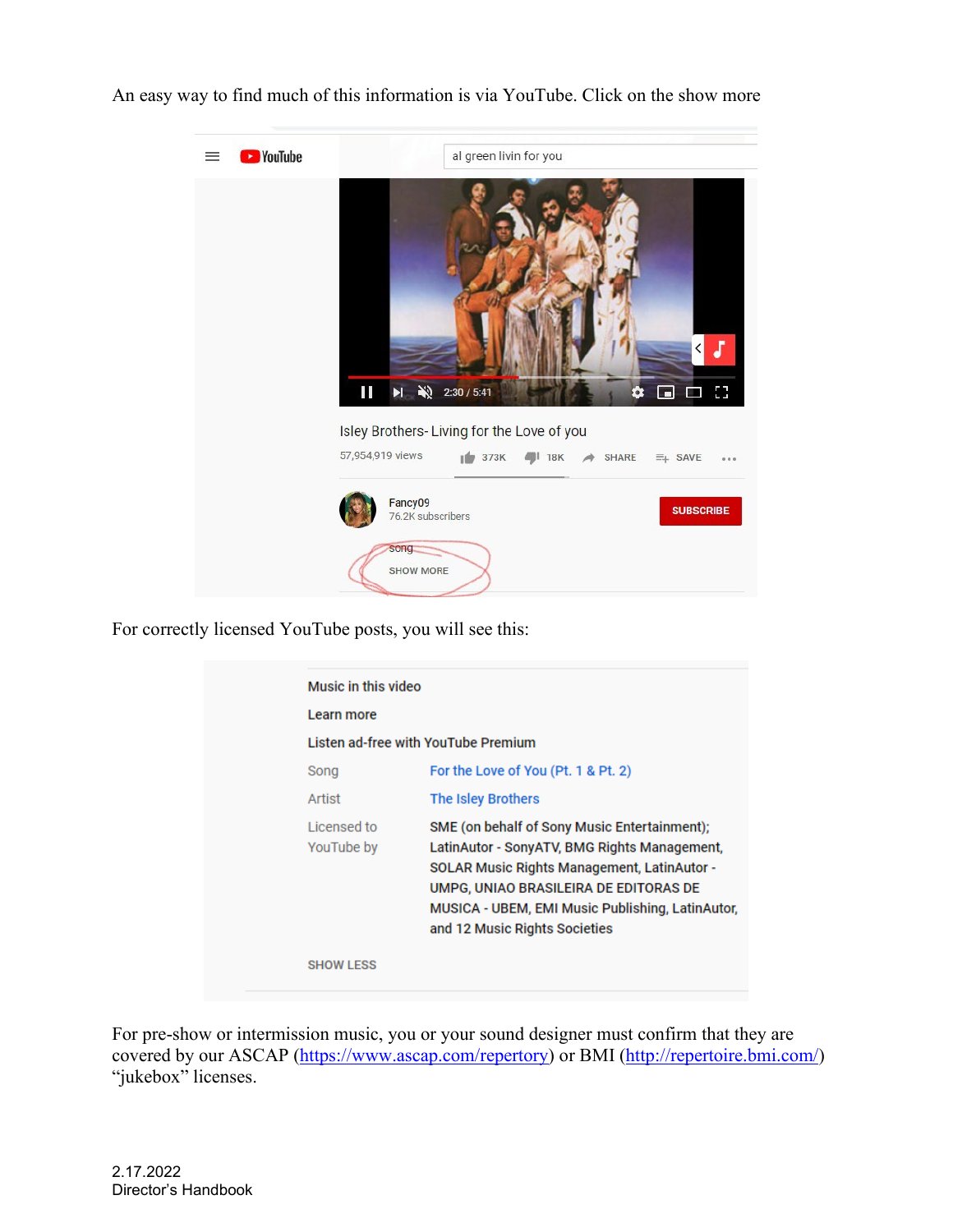An easy way to find much of this information is via YouTube. Click on the show more

For correctly licensed YouTube posts, you will see this:

For pre-show or intermission music, you or your sound designer must confirm that they are covered by our ASCAP (https://www.ascap.com/repertory) or BMI (http://repertoire.bmi.com/) "jukebox" licenses.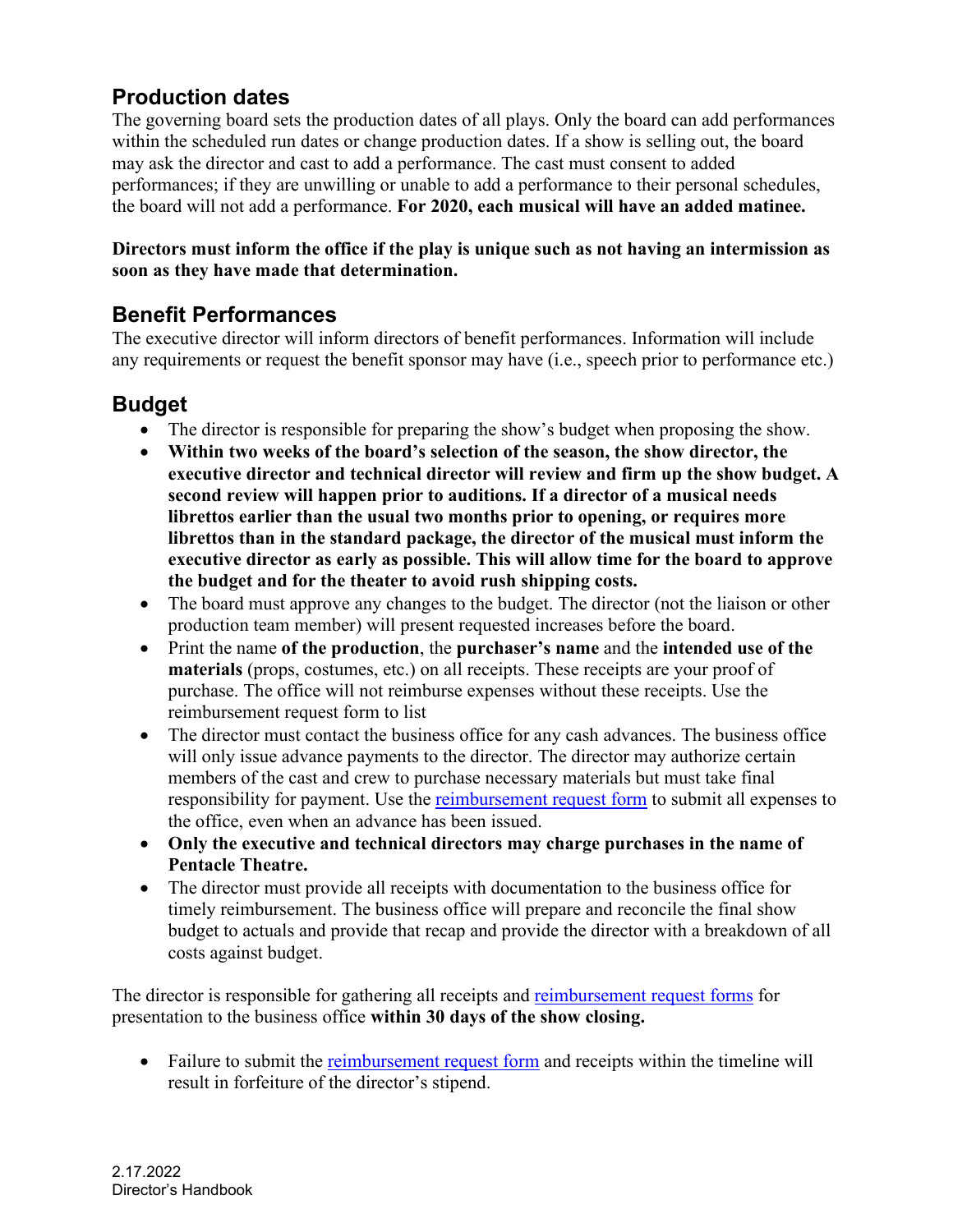## Production dates

The governing board sets the production dates of all plays. Only the board can add performances within the scheduled run dates or change production dates. If a show is selling out, the board may ask the director and cast to add a performance. The cast must consent to added performances; if they are unwilling or unable to add a performance to their personal schedules, the board will not add a performance. **For 2020, each musical will have an added matinee.**

**Directors must inform the office if the play is unique such as not having an intermission as soon as they have made that determination.**

## Benefit Performances

The executive director will inform directors of benefit performances. Information will include any requirements or request the benefit sponsor may have (i.e., speech prior to performance etc.)

## Budget

- The director is responsible for preparing the show's budget when proposing the show.
- **Within two weeks of the board's selection of the season, the show director, the executive director and technical director will review and firm up the show budget. A second review will happen prior to auditions. If a director of a musical needs librettos earlier than the usual two months prior to opening, or requires more librettos than in the standard package, the director of the musical must inform the executive director as early as possible. This will allow time for the board to approve the budget and for the theater to avoid rush shipping costs.**
- The board must approve any changes to the budget. The director (not the liaison or other production team member) will present requested increases before the board.
- Print the name **of the production**, the **purchaser's name** and the **intended use of the materials** (props, costumes, etc.) on all receipts. These receipts are your proof of purchase. The office will not reimburse expenses without these receipts. Use the reimbursement request form to list
- The director must contact the business office for any cash advances. The business office will only issue advance payments to the director. The director may authorize certain members of the cast and crew to purchase necessary materials but must take final responsibility for payment. Use the reimbursement request form to submit all expenses to the office, even when an advance has been issued.
- **Only the executive and technical directors may charge purchases in the name of Pentacle Theatre.**
- The director must provide all receipts with documentation to the business office for timely reimbursement. The business office will prepare and reconcile the final show budget to actuals and provide that recap and provide the director with a breakdown of all costs against budget.

The director is responsible for gathering all receipts and reimbursement request forms for presentation to the business office **within 30 days of the show closing.**

- Failure to submit the reimbursement request form and receipts within the timeline will result in forfeiture of the director's stipend.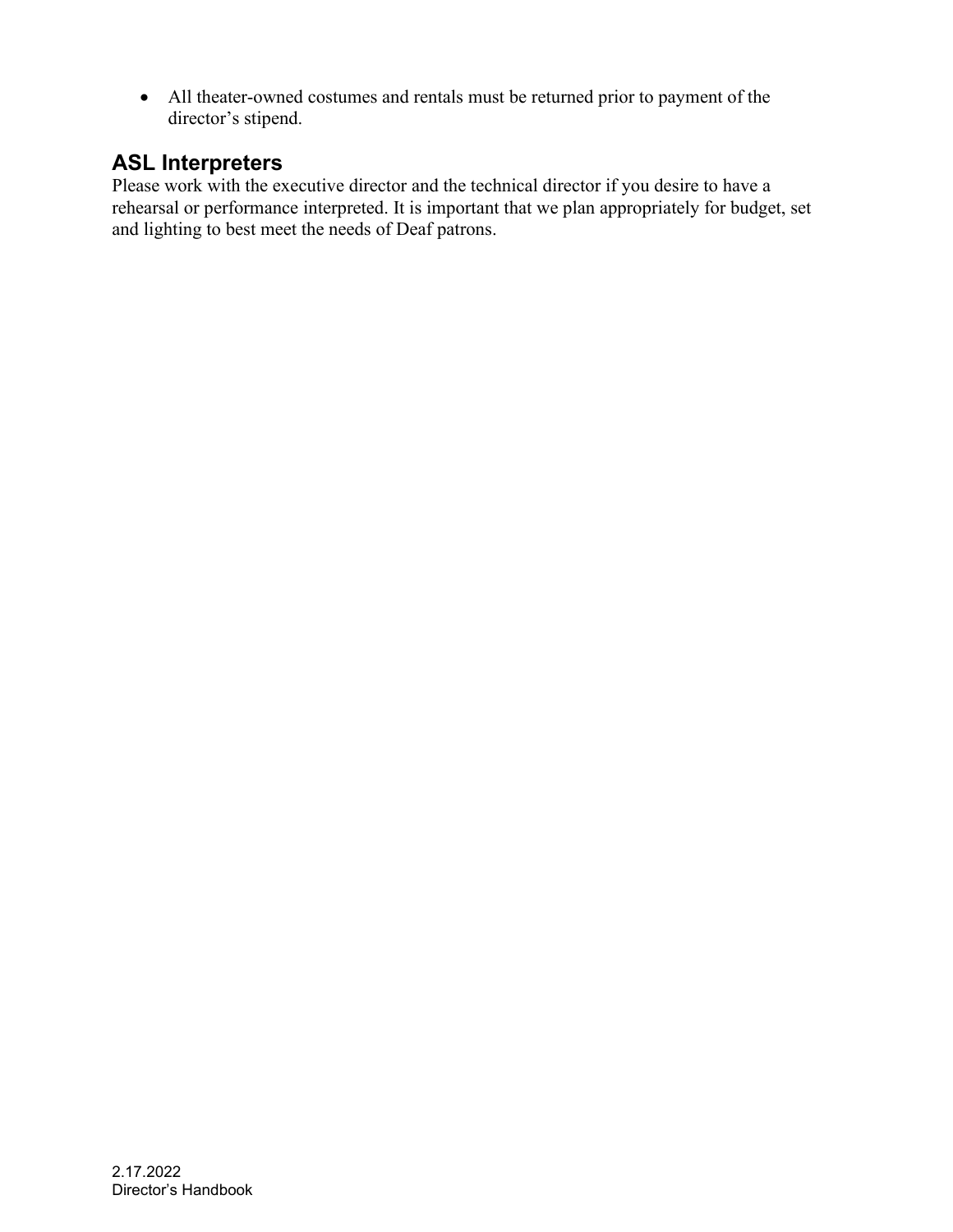- All theater-owned costumes and rentals must be returned prior to payment of the director's stipend.

## ASL Interpreters

Please work with the executive director and the technical director if you desire to have a rehearsal or performance interpreted. It is important that we plan appropriately for budget, set and lighting to best meet the needs of Deaf patrons.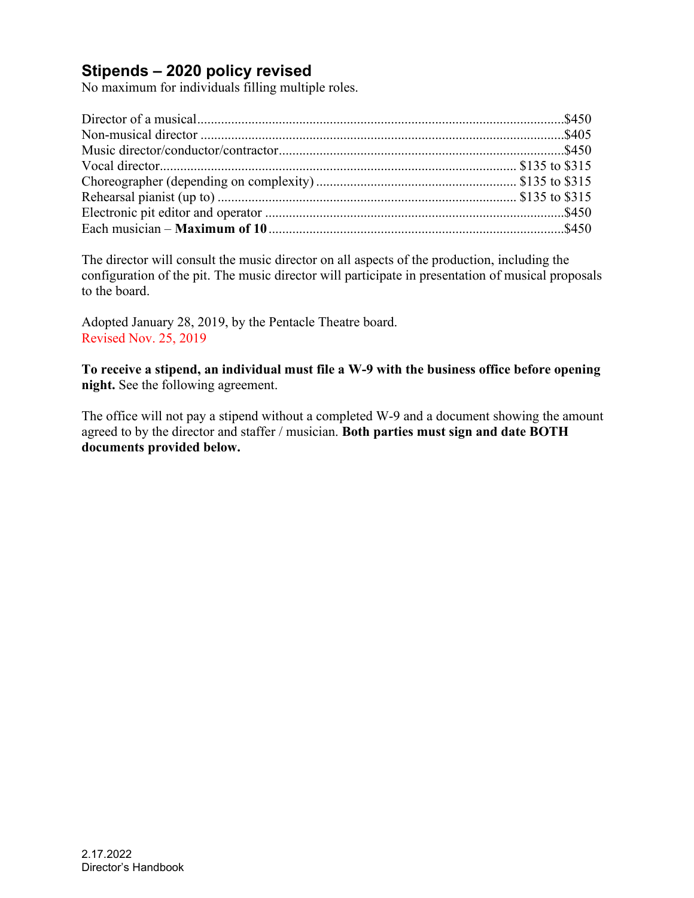## Stipends – 2020 policy revised

No maximum for individuals filling multiple roles.

| Role | Stipend |
|---|---|
| Director of a musical | $450 |
| Non-musical director | $405 |
| Music director/conductor/contractor | $450 |
| Vocal director | $135 to $315 |
| Choreographer (depending on complexity) | $135 to $315 |
| Rehearsal pianist (up to) | $135 to $315 |
| Electronic pit editor and operator | $450 |
| Each musician – **Maximum of 10** | $450 |

The director will consult the music director on all aspects of the production, including the configuration of the pit. The music director will participate in presentation of musical proposals to the board.

Adopted January 28, 2019, by the Pentacle Theatre board.
Revised Nov. 25, 2019

**To receive a stipend, an individual must file a W-9 with the business office before opening night.** See the following agreement.

The office will not pay a stipend without a completed W-9 and a document showing the amount agreed to by the director and staffer / musician. **Both parties must sign and date BOTH documents provided below.**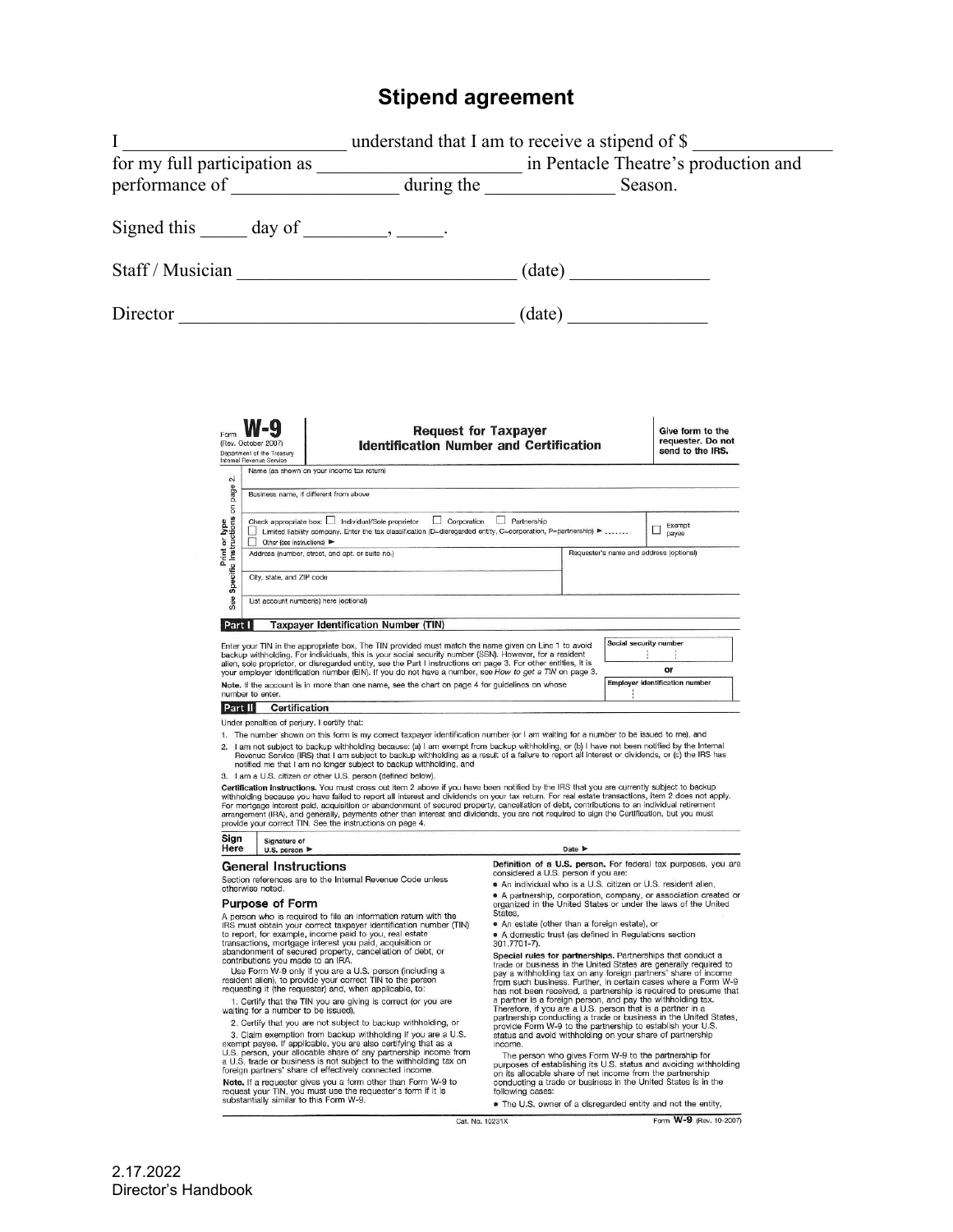# Stipend agreement

I \_\_\_\_\_\_\_\_\_\_\_\_\_\_\_\_\_\_\_\_\_\_\_\_\_ understand that I am to receive a stipend of $ \_\_\_\_\_\_\_\_\_\_\_\_\_\_\_ for my full participation as \_\_\_\_\_\_\_\_\_\_\_\_\_\_\_\_\_\_\_\_\_\_\_ in Pentacle Theatre's production and performance of \_\_\_\_\_\_\_\_\_\_\_\_\_\_\_\_\_\_ during the \_\_\_\_\_\_\_\_\_\_\_\_\_\_ Season.

Signed this \_\_\_\_\_ day of \_\_\_\_\_\_\_\_\_, \_\_\_\_\_.

Staff / Musician \_\_\_\_\_\_\_\_\_\_\_\_\_\_\_\_\_\_\_\_\_\_\_\_\_\_\_\_\_\_\_ (date) \_\_\_\_\_\_\_\_\_\_\_\_\_\_\_

Director \_\_\_\_\_\_\_\_\_\_\_\_\_\_\_\_\_\_\_\_\_\_\_\_\_\_\_\_\_\_\_\_\_\_\_\_\_\_ (date) \_\_\_\_\_\_\_\_\_\_\_\_\_\_\_

---

Form **W-9** (Rev. October 2007) Department of the Treasury Internal Revenue Service

**Request for Taxpayer Identification Number and Certification**

**Give form to the requester. Do not send to the IRS.**

Print or type — See Specific Instructions on page 2.

Name (as shown on your income tax return)

Business name, if different from above

Check appropriate box: ☐ Individual/Sole proprietor ☐ Corporation ☐ Partnership ☐ Limited liability company. Enter the tax classification (D=disregarded entity, C=corporation, P=partnership) ▶ ....... ☐ Exempt payee ☐ Other (see instructions) ▶

Address (number, street, and apt. or suite no.) | Requester's name and address (optional)

City, state, and ZIP code

List account number(s) here (optional)

**Part I Taxpayer Identification Number (TIN)**

Enter your TIN in the appropriate box. The TIN provided must match the name given on Line 1 to avoid backup withholding. For individuals, this is your social security number (SSN). However, for a resident alien, sole proprietor, or disregarded entity, see the Part I instructions on page 3. For other entities, it is your employer identification number (EIN). If you do not have a number, see *How to get a TIN* on page 3.

**Note.** If the account is in more than one name, see the chart on page 4 for guidelines on whose number to enter.

Social security number

or

Employer identification number

**Part II Certification**

Under penalties of perjury, I certify that:

1. The number shown on this form is my correct taxpayer identification number (or I am waiting for a number to be issued to me), and
2. I am not subject to backup withholding because: (a) I am exempt from backup withholding, or (b) I have not been notified by the Internal Revenue Service (IRS) that I am subject to backup withholding as a result of a failure to report all interest or dividends, or (c) the IRS has notified me that I am no longer subject to backup withholding, and
3. I am a U.S. citizen or other U.S. person (defined below).

**Certification instructions.** You must cross out item 2 above if you have been notified by the IRS that you are currently subject to backup withholding because you have failed to report all interest and dividends on your tax return. For real estate transactions, item 2 does not apply. For mortgage interest paid, acquisition or abandonment of secured property, cancellation of debt, contributions to an individual retirement arrangement (IRA), and generally, payments other than interest and dividends, you are not required to sign the Certification, but you must provide your correct TIN. See the instructions on page 4.

**Sign Here** Signature of U.S. person ▶ Date ▶

## General Instructions

Section references are to the Internal Revenue Code unless otherwise noted.

### Purpose of Form

A person who is required to file an information return with the IRS must obtain your correct taxpayer identification number (TIN) to report, for example, income paid to you, real estate transactions, mortgage interest you paid, acquisition or abandonment of secured property, cancellation of debt, or contributions you made to an IRA.

Use Form W-9 only if you are a U.S. person (including a resident alien), to provide your correct TIN to the person requesting it (the requester) and, when applicable, to:

1. Certify that the TIN you are giving is correct (or you are waiting for a number to be issued),
2. Certify that you are not subject to backup withholding, or
3. Claim exemption from backup withholding if you are a U.S. exempt payee. If applicable, you are also certifying that as a U.S. person, your allocable share of any partnership income from a U.S. trade or business is not subject to the withholding tax on foreign partners' share of effectively connected income.

**Note.** If a requester gives you a form other than Form W-9 to request your TIN, you must use the requester's form if it is substantially similar to this Form W-9.

**Definition of a U.S. person.** For federal tax purposes, you are considered a U.S. person if you are:

- An individual who is a U.S. citizen or U.S. resident alien,
- A partnership, corporation, company, or association created or organized in the United States or under the laws of the United States,
- An estate (other than a foreign estate), or
- A domestic trust (as defined in Regulations section 301.7701-7).

**Special rules for partnerships.** Partnerships that conduct a trade or business in the United States are generally required to pay a withholding tax on any foreign partners' share of income from such business. Further, in certain cases where a Form W-9 has not been received, a partnership is required to presume that a partner is a foreign person, and pay the withholding tax. Therefore, if you are a U.S. person that is a partner in a partnership conducting a trade or business in the United States, provide Form W-9 to the partnership to establish your U.S. status and avoid withholding on your share of partnership income.

The person who gives Form W-9 to the partnership for purposes of establishing its U.S. status and avoiding withholding on its allocable share of net income from the partnership conducting a trade or business in the United States is in the following cases:

- The U.S. owner of a disregarded entity and not the entity,

Cat. No. 10231X Form **W-9** (Rev. 10-2007)

2.17.2022
Director's Handbook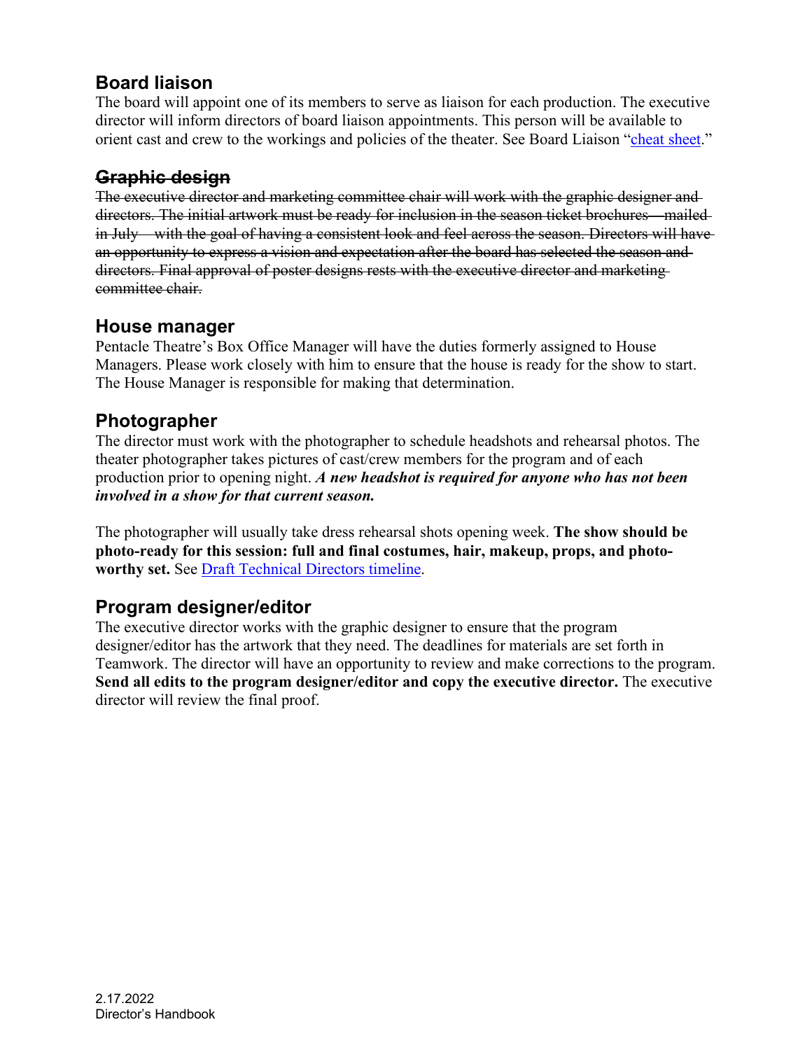## Board liaison

The board will appoint one of its members to serve as liaison for each production. The executive director will inform directors of board liaison appointments. This person will be available to orient cast and crew to the workings and policies of the theater. See Board Liaison "[cheat sheet](#)."

## ~~Graphic design~~

~~The executive director and marketing committee chair will work with the graphic designer and directors. The initial artwork must be ready for inclusion in the season ticket brochures—mailed in July—with the goal of having a consistent look and feel across the season. Directors will have an opportunity to express a vision and expectation after the board has selected the season and directors. Final approval of poster designs rests with the executive director and marketing committee chair.~~

## House manager

Pentacle Theatre's Box Office Manager will have the duties formerly assigned to House Managers. Please work closely with him to ensure that the house is ready for the show to start. The House Manager is responsible for making that determination.

## Photographer

The director must work with the photographer to schedule headshots and rehearsal photos. The theater photographer takes pictures of cast/crew members for the program and of each production prior to opening night. ***A new headshot is required for anyone who has not been involved in a show for that current season.***

The photographer will usually take dress rehearsal shots opening week. **The show should be photo-ready for this session: full and final costumes, hair, makeup, props, and photo-worthy set.** See [Draft Technical Directors timeline](#).

## Program designer/editor

The executive director works with the graphic designer to ensure that the program designer/editor has the artwork that they need. The deadlines for materials are set forth in Teamwork. The director will have an opportunity to review and make corrections to the program. **Send all edits to the program designer/editor and copy the executive director.** The executive director will review the final proof.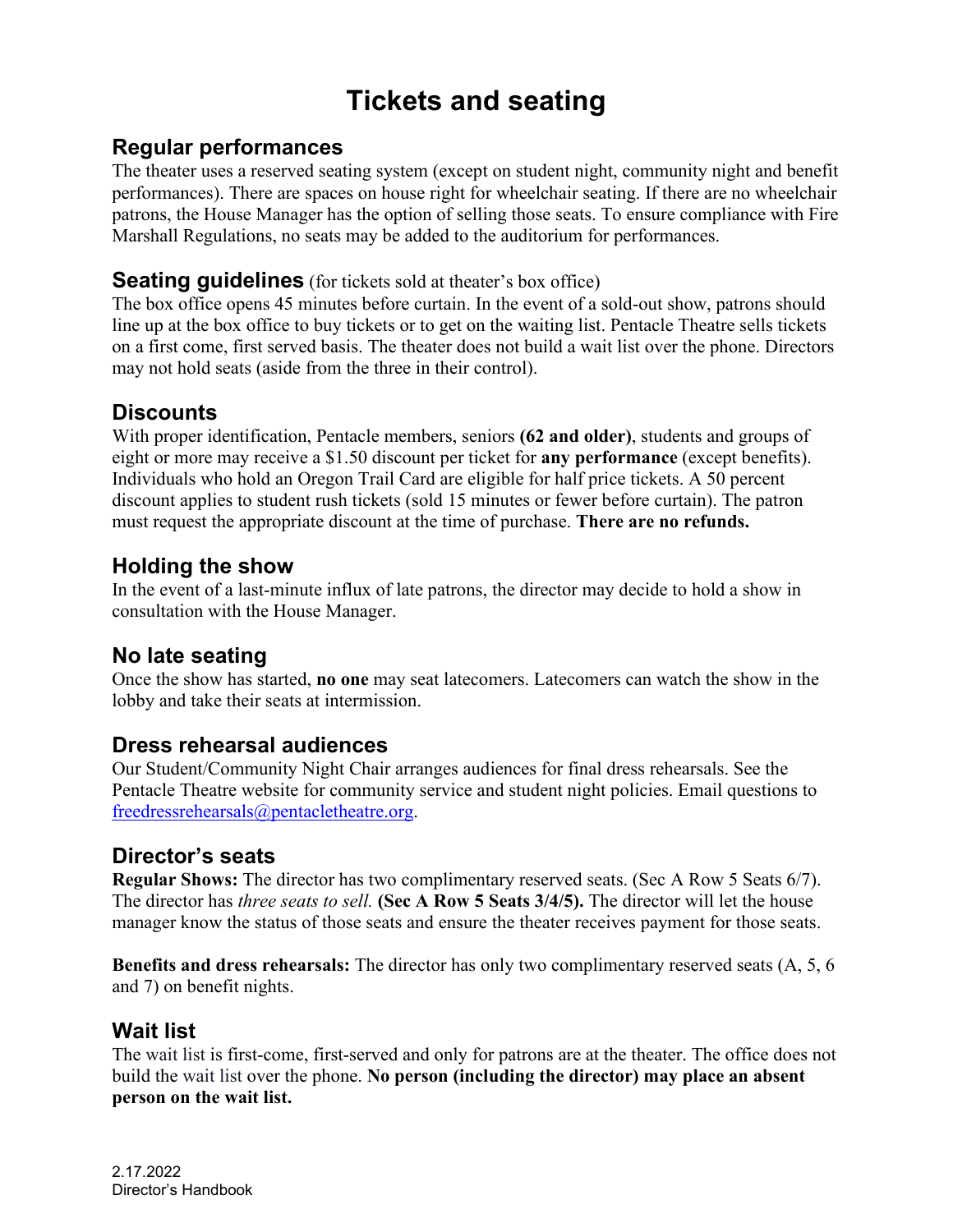# Tickets and seating

## Regular performances

The theater uses a reserved seating system (except on student night, community night and benefit performances). There are spaces on house right for wheelchair seating. If there are no wheelchair patrons, the House Manager has the option of selling those seats. To ensure compliance with Fire Marshall Regulations, no seats may be added to the auditorium for performances.

## Seating guidelines (for tickets sold at theater's box office)

The box office opens 45 minutes before curtain. In the event of a sold-out show, patrons should line up at the box office to buy tickets or to get on the waiting list. Pentacle Theatre sells tickets on a first come, first served basis. The theater does not build a wait list over the phone. Directors may not hold seats (aside from the three in their control).

## Discounts

With proper identification, Pentacle members, seniors **(62 and older)**, students and groups of eight or more may receive a $1.50 discount per ticket for **any performance** (except benefits). Individuals who hold an Oregon Trail Card are eligible for half price tickets. A 50 percent discount applies to student rush tickets (sold 15 minutes or fewer before curtain). The patron must request the appropriate discount at the time of purchase. **There are no refunds.**

## Holding the show

In the event of a last-minute influx of late patrons, the director may decide to hold a show in consultation with the House Manager.

## No late seating

Once the show has started, **no one** may seat latecomers. Latecomers can watch the show in the lobby and take their seats at intermission.

## Dress rehearsal audiences

Our Student/Community Night Chair arranges audiences for final dress rehearsals. See the Pentacle Theatre website for community service and student night policies. Email questions to freedressrehearsals@pentacletheatre.org.

## Director's seats

**Regular Shows:** The director has two complimentary reserved seats. (Sec A Row 5 Seats 6/7). The director has *three seats to sell.* **(Sec A Row 5 Seats 3/4/5).** The director will let the house manager know the status of those seats and ensure the theater receives payment for those seats.

**Benefits and dress rehearsals:** The director has only two complimentary reserved seats (A, 5, 6 and 7) on benefit nights.

## Wait list

The wait list is first-come, first-served and only for patrons are at the theater. The office does not build the wait list over the phone. **No person (including the director) may place an absent person on the wait list.**

2.17.2022
Director's Handbook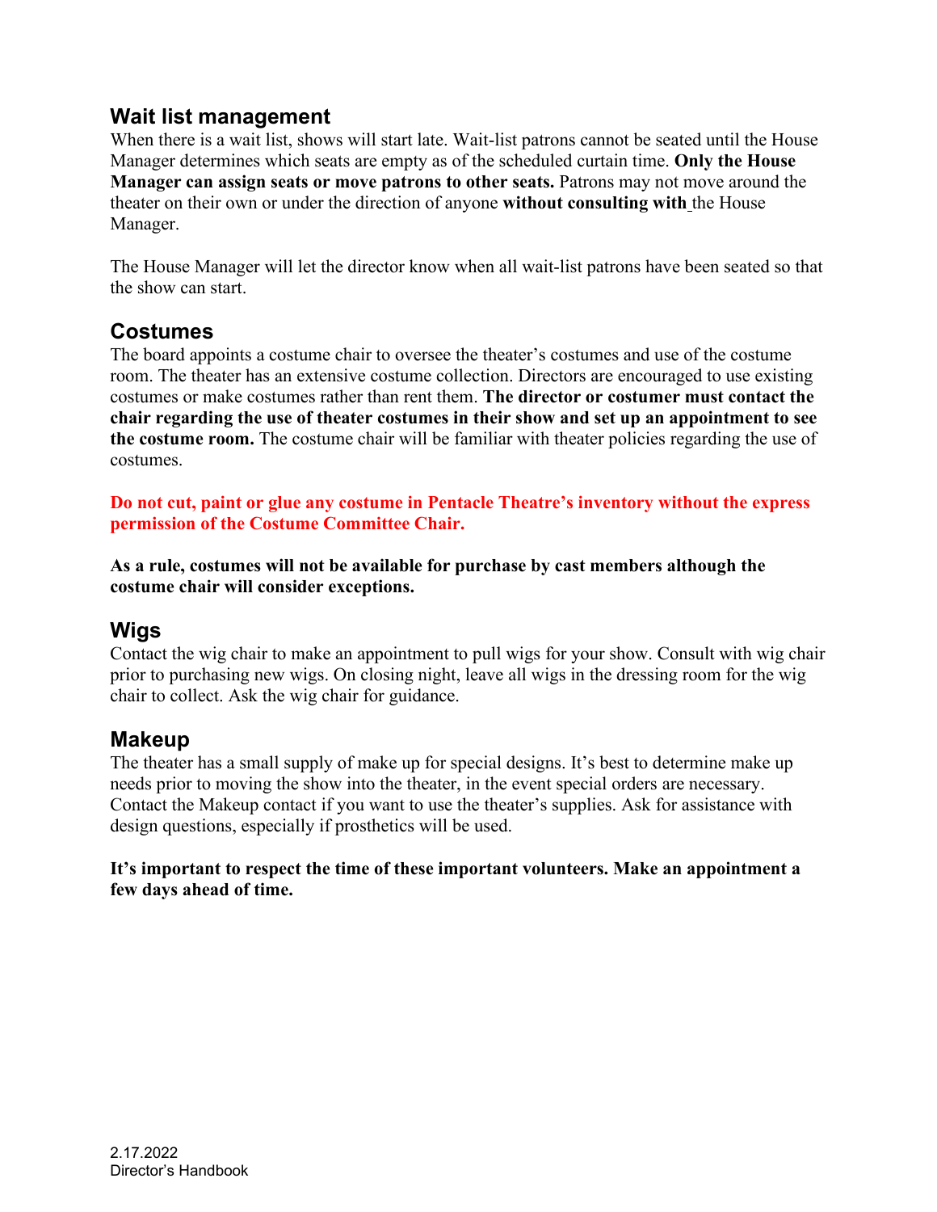## Wait list management

When there is a wait list, shows will start late. Wait-list patrons cannot be seated until the House Manager determines which seats are empty as of the scheduled curtain time. **Only the House Manager can assign seats or move patrons to other seats.** Patrons may not move around the theater on their own or under the direction of anyone **without consulting with** the House Manager.

The House Manager will let the director know when all wait-list patrons have been seated so that the show can start.

## Costumes

The board appoints a costume chair to oversee the theater's costumes and use of the costume room. The theater has an extensive costume collection. Directors are encouraged to use existing costumes or make costumes rather than rent them. **The director or costumer must contact the chair regarding the use of theater costumes in their show and set up an appointment to see the costume room.** The costume chair will be familiar with theater policies regarding the use of costumes.

**Do not cut, paint or glue any costume in Pentacle Theatre's inventory without the express permission of the Costume Committee Chair.**

**As a rule, costumes will not be available for purchase by cast members although the costume chair will consider exceptions.**

## Wigs

Contact the wig chair to make an appointment to pull wigs for your show. Consult with wig chair prior to purchasing new wigs. On closing night, leave all wigs in the dressing room for the wig chair to collect. Ask the wig chair for guidance.

## Makeup

The theater has a small supply of make up for special designs. It's best to determine make up needs prior to moving the show into the theater, in the event special orders are necessary. Contact the Makeup contact if you want to use the theater's supplies. Ask for assistance with design questions, especially if prosthetics will be used.

**It's important to respect the time of these important volunteers. Make an appointment a few days ahead of time.**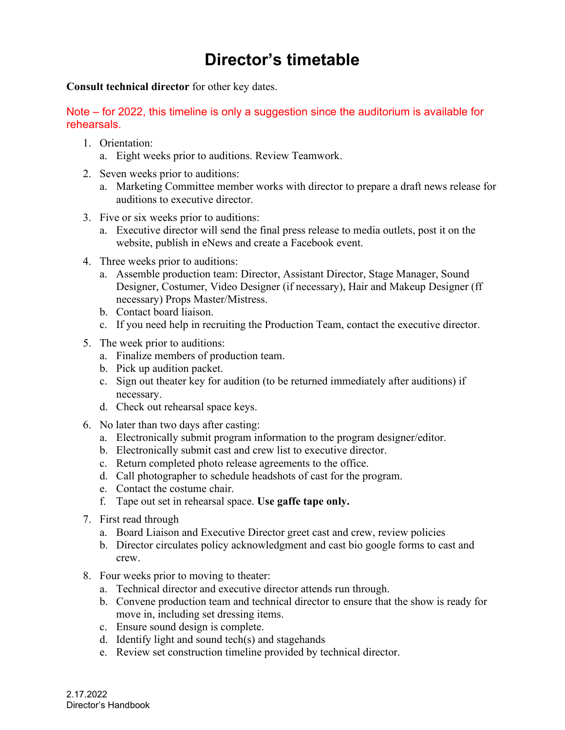# Director's timetable

**Consult technical director** for other key dates.

Note – for 2022, this timeline is only a suggestion since the auditorium is available for rehearsals.

1. Orientation:
   a. Eight weeks prior to auditions. Review Teamwork.
2. Seven weeks prior to auditions:
   a. Marketing Committee member works with director to prepare a draft news release for auditions to executive director.
3. Five or six weeks prior to auditions:
   a. Executive director will send the final press release to media outlets, post it on the website, publish in eNews and create a Facebook event.
4. Three weeks prior to auditions:
   a. Assemble production team: Director, Assistant Director, Stage Manager, Sound Designer, Costumer, Video Designer (if necessary), Hair and Makeup Designer (ff necessary) Props Master/Mistress.
   b. Contact board liaison.
   c. If you need help in recruiting the Production Team, contact the executive director.
5. The week prior to auditions:
   a. Finalize members of production team.
   b. Pick up audition packet.
   c. Sign out theater key for audition (to be returned immediately after auditions) if necessary.
   d. Check out rehearsal space keys.
6. No later than two days after casting:
   a. Electronically submit program information to the program designer/editor.
   b. Electronically submit cast and crew list to executive director.
   c. Return completed photo release agreements to the office.
   d. Call photographer to schedule headshots of cast for the program.
   e. Contact the costume chair.
   f. Tape out set in rehearsal space. **Use gaffe tape only.**
7. First read through
   a. Board Liaison and Executive Director greet cast and crew, review policies
   b. Director circulates policy acknowledgment and cast bio google forms to cast and crew.
8. Four weeks prior to moving to theater:
   a. Technical director and executive director attends run through.
   b. Convene production team and technical director to ensure that the show is ready for move in, including set dressing items.
   c. Ensure sound design is complete.
   d. Identify light and sound tech(s) and stagehands
   e. Review set construction timeline provided by technical director.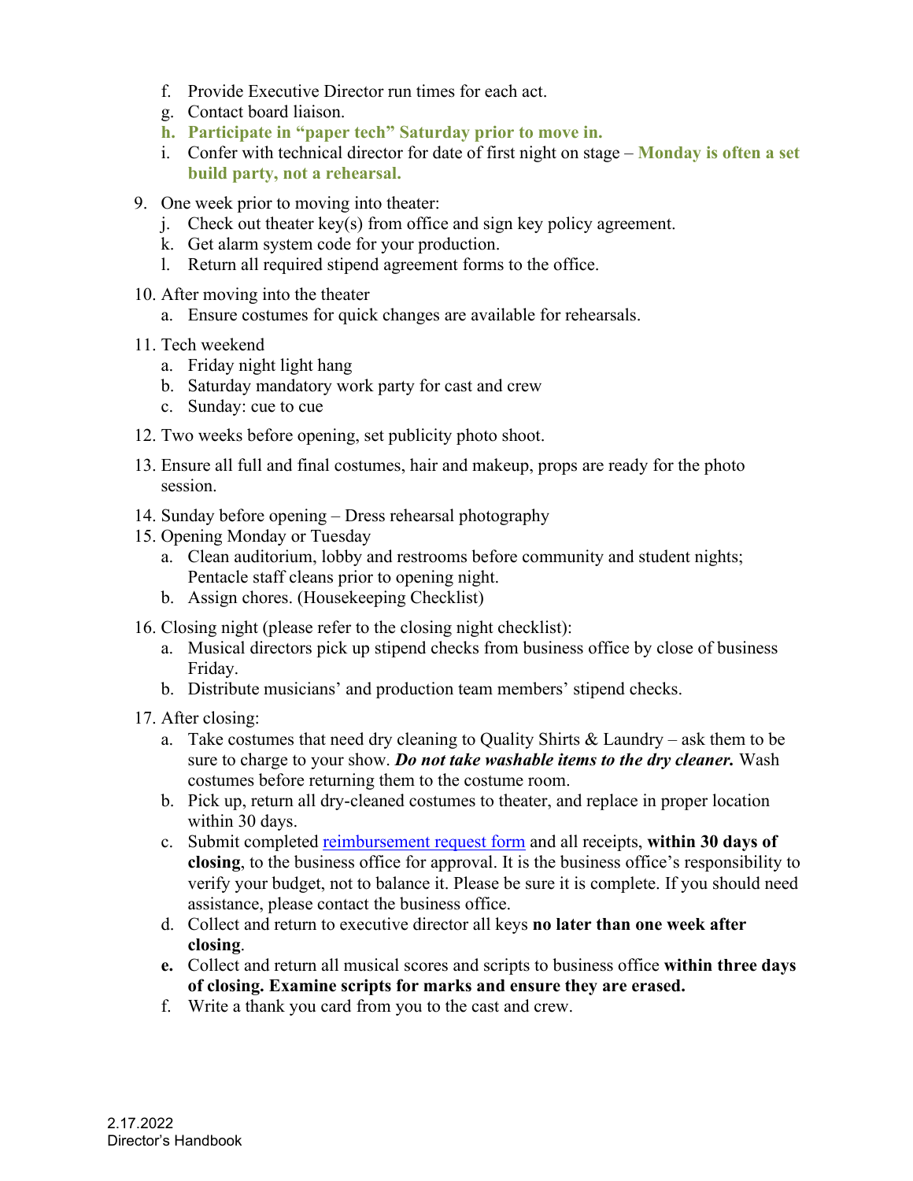f. Provide Executive Director run times for each act.
g. Contact board liaison.
h. **Participate in "paper tech" Saturday prior to move in.**
i. Confer with technical director for date of first night on stage – **Monday is often a set build party, not a rehearsal.**

9. One week prior to moving into theater:
    j. Check out theater key(s) from office and sign key policy agreement.
    k. Get alarm system code for your production.
    l. Return all required stipend agreement forms to the office.

10. After moving into the theater
    a. Ensure costumes for quick changes are available for rehearsals.

11. Tech weekend
    a. Friday night light hang
    b. Saturday mandatory work party for cast and crew
    c. Sunday: cue to cue

12. Two weeks before opening, set publicity photo shoot.

13. Ensure all full and final costumes, hair and makeup, props are ready for the photo session.

14. Sunday before opening – Dress rehearsal photography

15. Opening Monday or Tuesday
    a. Clean auditorium, lobby and restrooms before community and student nights; Pentacle staff cleans prior to opening night.
    b. Assign chores. (Housekeeping Checklist)

16. Closing night (please refer to the closing night checklist):
    a. Musical directors pick up stipend checks from business office by close of business Friday.
    b. Distribute musicians' and production team members' stipend checks.

17. After closing:
    a. Take costumes that need dry cleaning to Quality Shirts & Laundry – ask them to be sure to charge to your show. ***Do not take washable items to the dry cleaner.*** Wash costumes before returning them to the costume room.
    b. Pick up, return all dry-cleaned costumes to theater, and replace in proper location within 30 days.
    c. Submit completed reimbursement request form and all receipts, **within 30 days of closing**, to the business office for approval. It is the business office's responsibility to verify your budget, not to balance it. Please be sure it is complete. If you should need assistance, please contact the business office.
    d. Collect and return to executive director all keys **no later than one week after closing**.
    e. Collect and return all musical scores and scripts to business office **within three days of closing. Examine scripts for marks and ensure they are erased.**
    f. Write a thank you card from you to the cast and crew.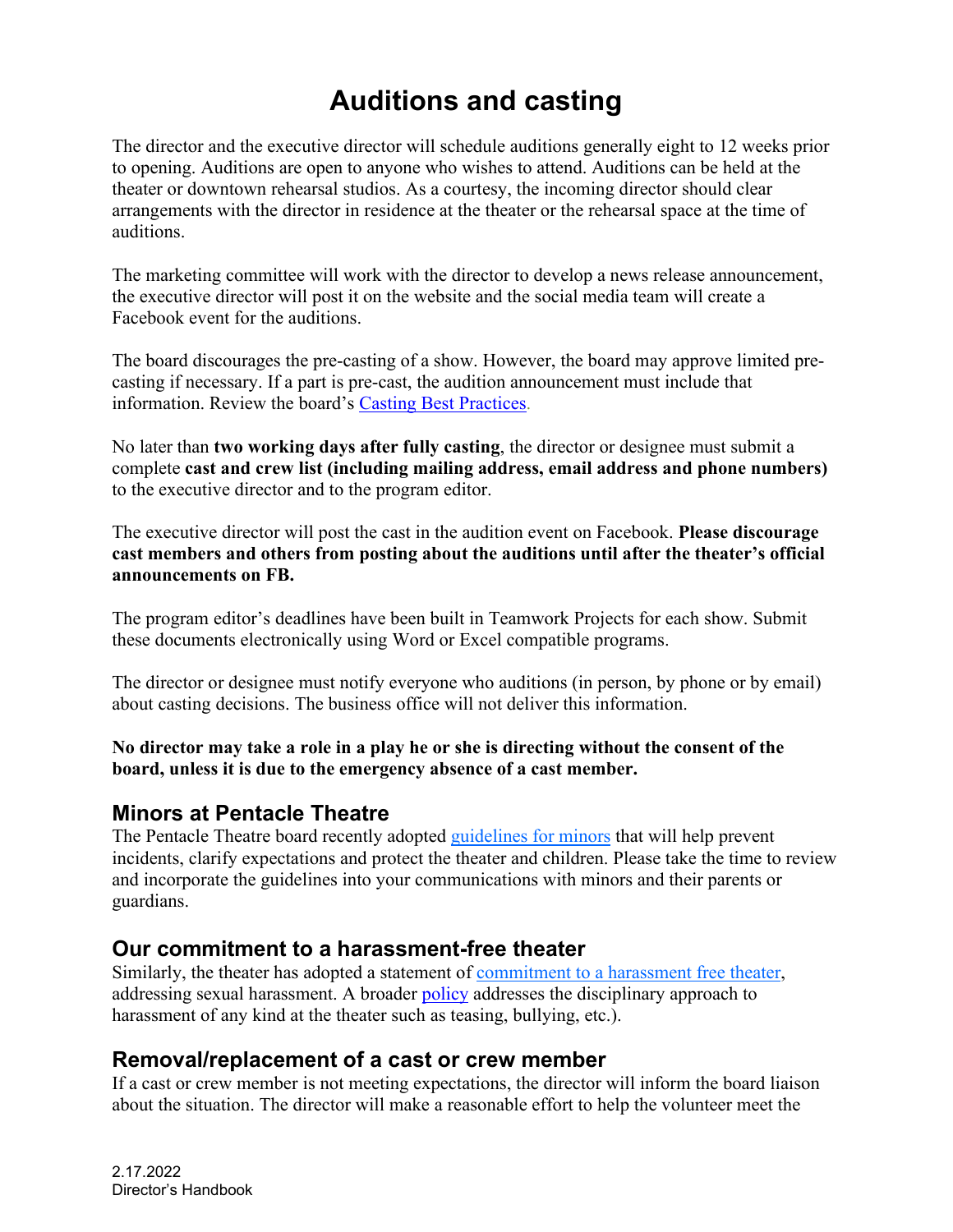# Auditions and casting

The director and the executive director will schedule auditions generally eight to 12 weeks prior to opening. Auditions are open to anyone who wishes to attend. Auditions can be held at the theater or downtown rehearsal studios. As a courtesy, the incoming director should clear arrangements with the director in residence at the theater or the rehearsal space at the time of auditions.

The marketing committee will work with the director to develop a news release announcement, the executive director will post it on the website and the social media team will create a Facebook event for the auditions.

The board discourages the pre-casting of a show. However, the board may approve limited pre-casting if necessary. If a part is pre-cast, the audition announcement must include that information. Review the board's Casting Best Practices.

No later than **two working days after fully casting**, the director or designee must submit a complete **cast and crew list (including mailing address, email address and phone numbers)** to the executive director and to the program editor.

The executive director will post the cast in the audition event on Facebook. **Please discourage cast members and others from posting about the auditions until after the theater's official announcements on FB.**

The program editor's deadlines have been built in Teamwork Projects for each show. Submit these documents electronically using Word or Excel compatible programs.

The director or designee must notify everyone who auditions (in person, by phone or by email) about casting decisions. The business office will not deliver this information.

**No director may take a role in a play he or she is directing without the consent of the board, unless it is due to the emergency absence of a cast member.**

## Minors at Pentacle Theatre

The Pentacle Theatre board recently adopted guidelines for minors that will help prevent incidents, clarify expectations and protect the theater and children. Please take the time to review and incorporate the guidelines into your communications with minors and their parents or guardians.

## Our commitment to a harassment-free theater

Similarly, the theater has adopted a statement of commitment to a harassment free theater, addressing sexual harassment. A broader policy addresses the disciplinary approach to harassment of any kind at the theater such as teasing, bullying, etc.).

## Removal/replacement of a cast or crew member

If a cast or crew member is not meeting expectations, the director will inform the board liaison about the situation. The director will make a reasonable effort to help the volunteer meet the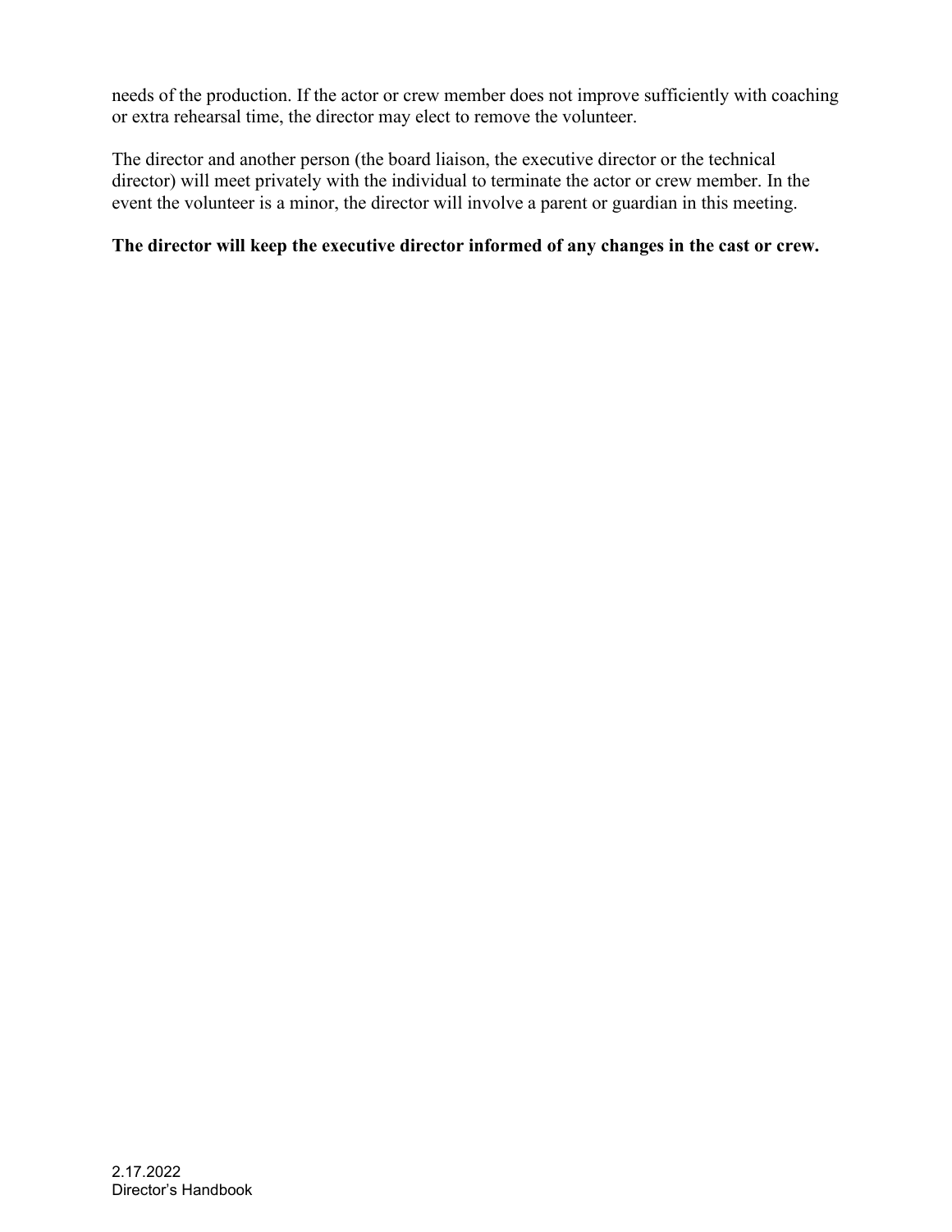needs of the production. If the actor or crew member does not improve sufficiently with coaching or extra rehearsal time, the director may elect to remove the volunteer.

The director and another person (the board liaison, the executive director or the technical director) will meet privately with the individual to terminate the actor or crew member. In the event the volunteer is a minor, the director will involve a parent or guardian in this meeting.

**The director will keep the executive director informed of any changes in the cast or crew.**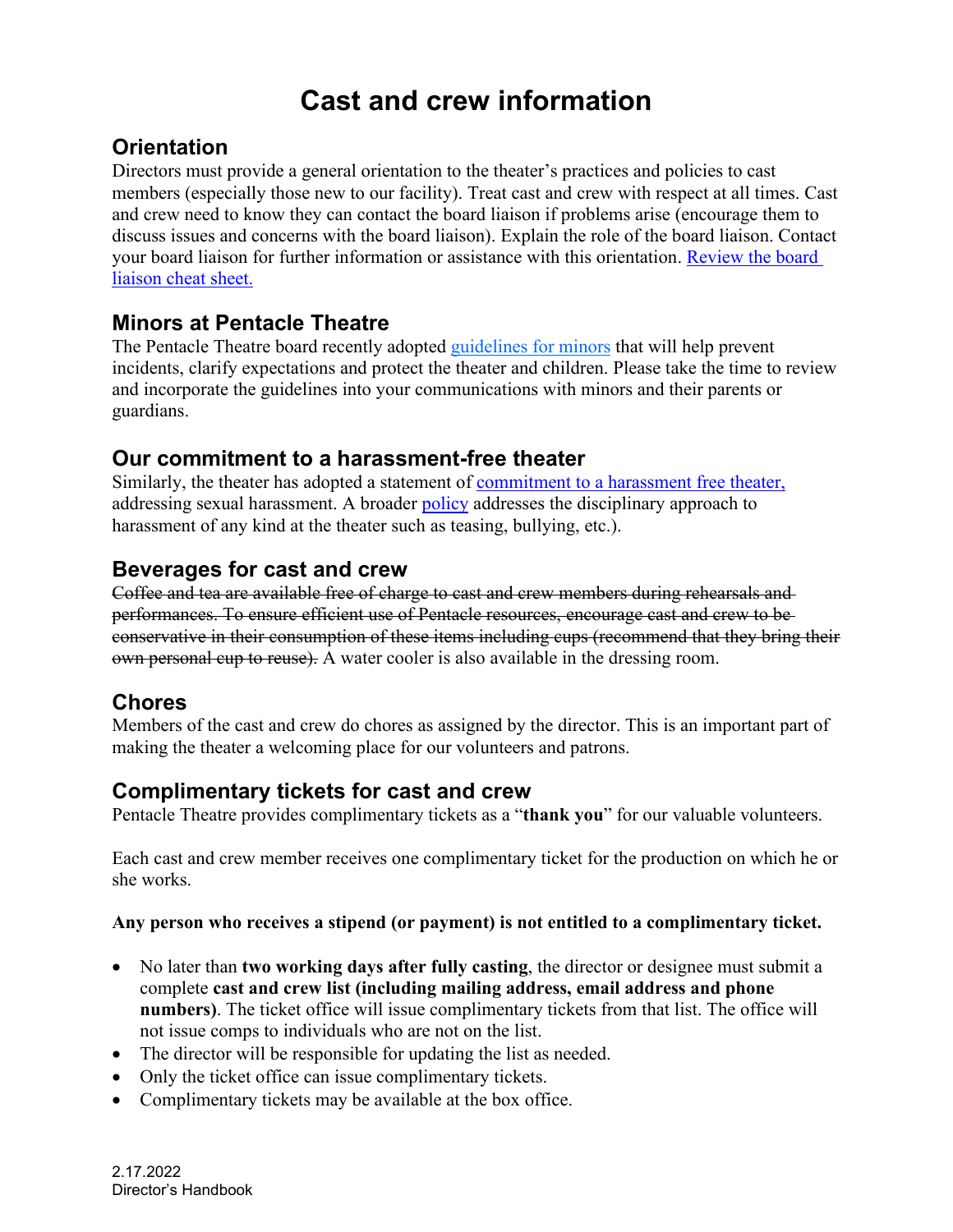# Cast and crew information

## Orientation

Directors must provide a general orientation to the theater's practices and policies to cast members (especially those new to our facility). Treat cast and crew with respect at all times. Cast and crew need to know they can contact the board liaison if problems arise (encourage them to discuss issues and concerns with the board liaison). Explain the role of the board liaison. Contact your board liaison for further information or assistance with this orientation. Review the board liaison cheat sheet.

## Minors at Pentacle Theatre

The Pentacle Theatre board recently adopted guidelines for minors that will help prevent incidents, clarify expectations and protect the theater and children. Please take the time to review and incorporate the guidelines into your communications with minors and their parents or guardians.

## Our commitment to a harassment-free theater

Similarly, the theater has adopted a statement of commitment to a harassment free theater, addressing sexual harassment. A broader policy addresses the disciplinary approach to harassment of any kind at the theater such as teasing, bullying, etc.).

## Beverages for cast and crew

~~Coffee and tea are available free of charge to cast and crew members during rehearsals and performances. To ensure efficient use of Pentacle resources, encourage cast and crew to be conservative in their consumption of these items including cups (recommend that they bring their own personal cup to reuse).~~ A water cooler is also available in the dressing room.

## Chores

Members of the cast and crew do chores as assigned by the director. This is an important part of making the theater a welcoming place for our volunteers and patrons.

## Complimentary tickets for cast and crew

Pentacle Theatre provides complimentary tickets as a "**thank you**" for our valuable volunteers.

Each cast and crew member receives one complimentary ticket for the production on which he or she works.

**Any person who receives a stipend (or payment) is not entitled to a complimentary ticket.**

- No later than **two working days after fully casting**, the director or designee must submit a complete **cast and crew list (including mailing address, email address and phone numbers)**. The ticket office will issue complimentary tickets from that list. The office will not issue comps to individuals who are not on the list.
- The director will be responsible for updating the list as needed.
- Only the ticket office can issue complimentary tickets.
- Complimentary tickets may be available at the box office.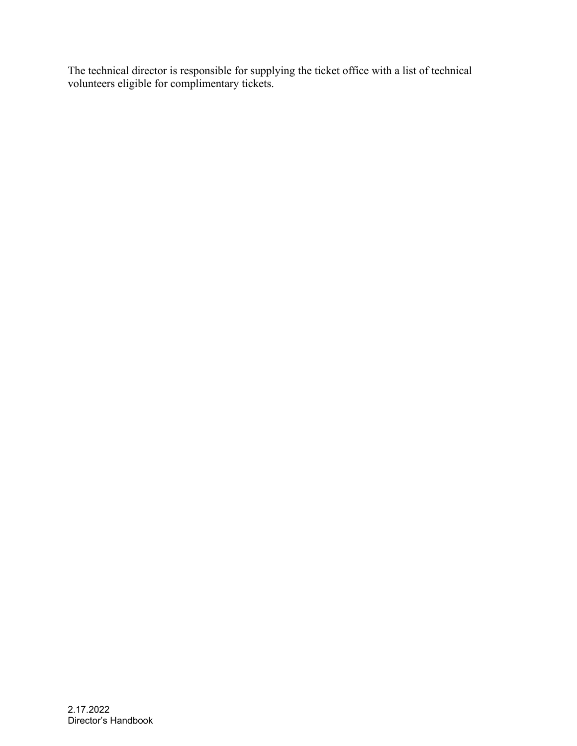The technical director is responsible for supplying the ticket office with a list of technical volunteers eligible for complimentary tickets.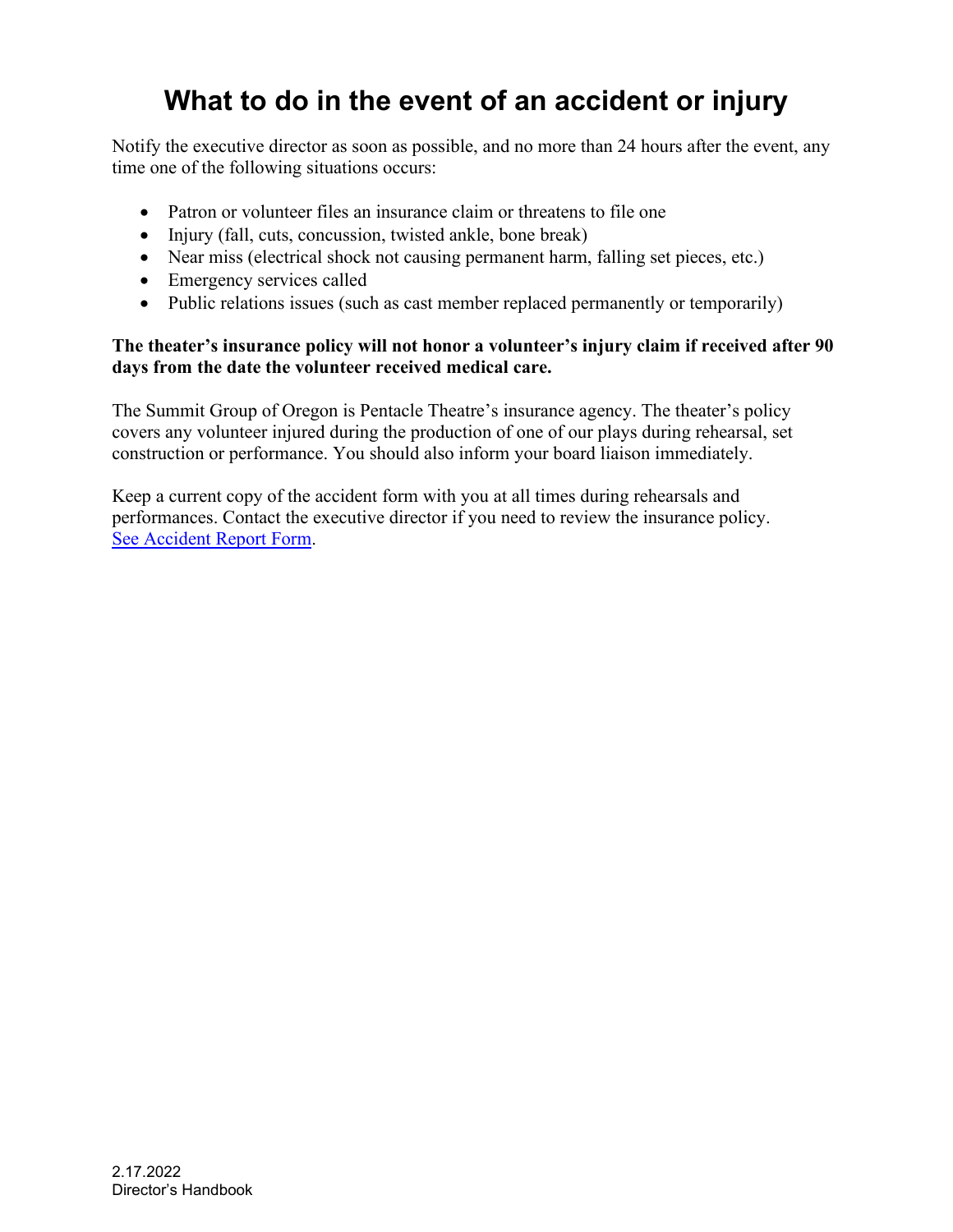# What to do in the event of an accident or injury

Notify the executive director as soon as possible, and no more than 24 hours after the event, any time one of the following situations occurs:

- Patron or volunteer files an insurance claim or threatens to file one
- Injury (fall, cuts, concussion, twisted ankle, bone break)
- Near miss (electrical shock not causing permanent harm, falling set pieces, etc.)
- Emergency services called
- Public relations issues (such as cast member replaced permanently or temporarily)

**The theater's insurance policy will not honor a volunteer's injury claim if received after 90 days from the date the volunteer received medical care.**

The Summit Group of Oregon is Pentacle Theatre's insurance agency. The theater's policy covers any volunteer injured during the production of one of our plays during rehearsal, set construction or performance. You should also inform your board liaison immediately.

Keep a current copy of the accident form with you at all times during rehearsals and performances. Contact the executive director if you need to review the insurance policy. See Accident Report Form.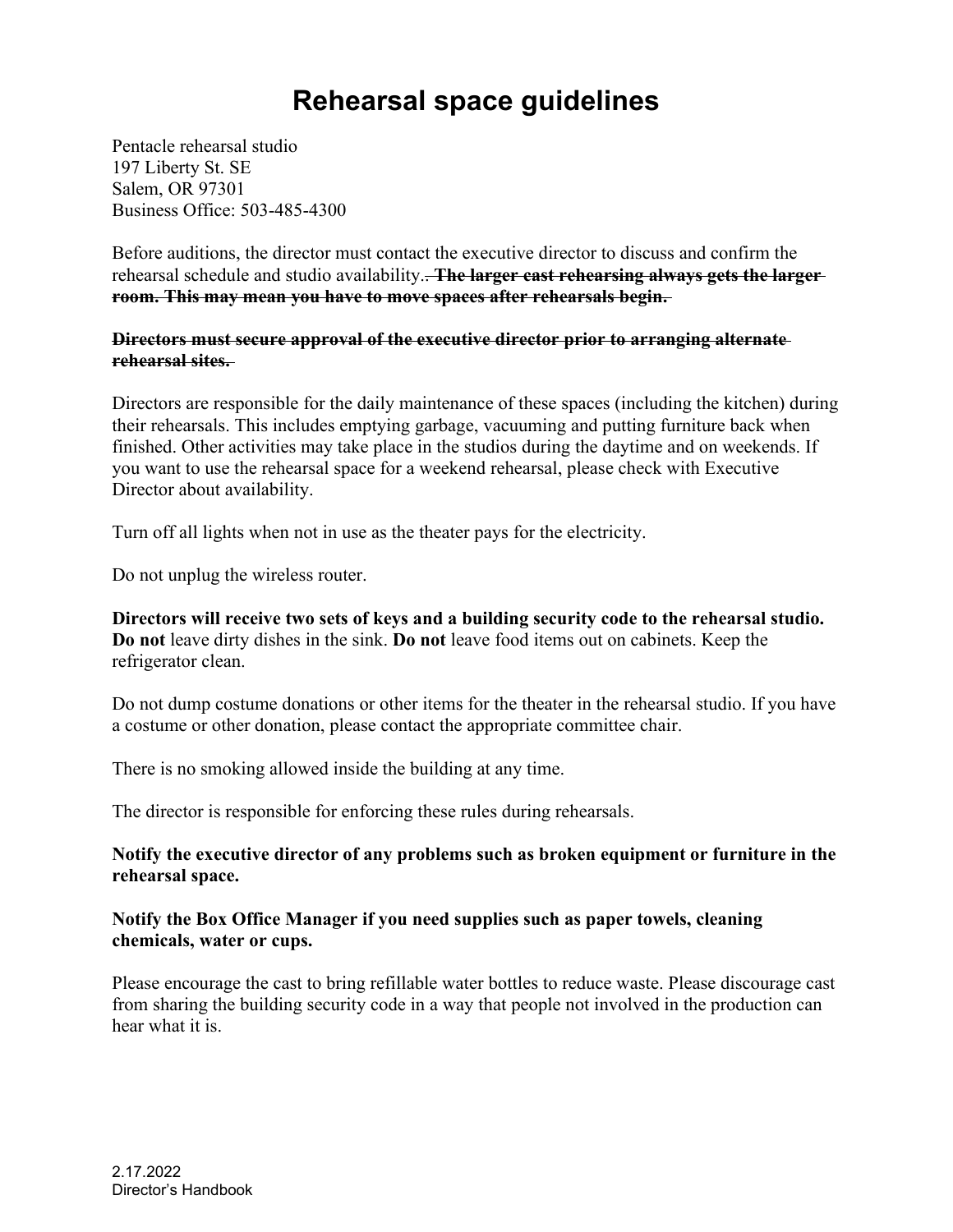# Rehearsal space guidelines

Pentacle rehearsal studio
197 Liberty St. SE
Salem, OR 97301
Business Office: 503-485-4300

Before auditions, the director must contact the executive director to discuss and confirm the rehearsal schedule and studio availability.. ~~**The larger cast rehearsing always gets the larger room. This may mean you have to move spaces after rehearsals begin.**~~

~~**Directors must secure approval of the executive director prior to arranging alternate rehearsal sites.**~~

Directors are responsible for the daily maintenance of these spaces (including the kitchen) during their rehearsals. This includes emptying garbage, vacuuming and putting furniture back when finished. Other activities may take place in the studios during the daytime and on weekends. If you want to use the rehearsal space for a weekend rehearsal, please check with Executive Director about availability.

Turn off all lights when not in use as the theater pays for the electricity.

Do not unplug the wireless router.

**Directors will receive two sets of keys and a building security code to the rehearsal studio.** **Do not** leave dirty dishes in the sink. **Do not** leave food items out on cabinets. Keep the refrigerator clean.

Do not dump costume donations or other items for the theater in the rehearsal studio. If you have a costume or other donation, please contact the appropriate committee chair.

There is no smoking allowed inside the building at any time.

The director is responsible for enforcing these rules during rehearsals.

**Notify the executive director of any problems such as broken equipment or furniture in the rehearsal space.**

**Notify the Box Office Manager if you need supplies such as paper towels, cleaning chemicals, water or cups.**

Please encourage the cast to bring refillable water bottles to reduce waste. Please discourage cast from sharing the building security code in a way that people not involved in the production can hear what it is.

2.17.2022
Director's Handbook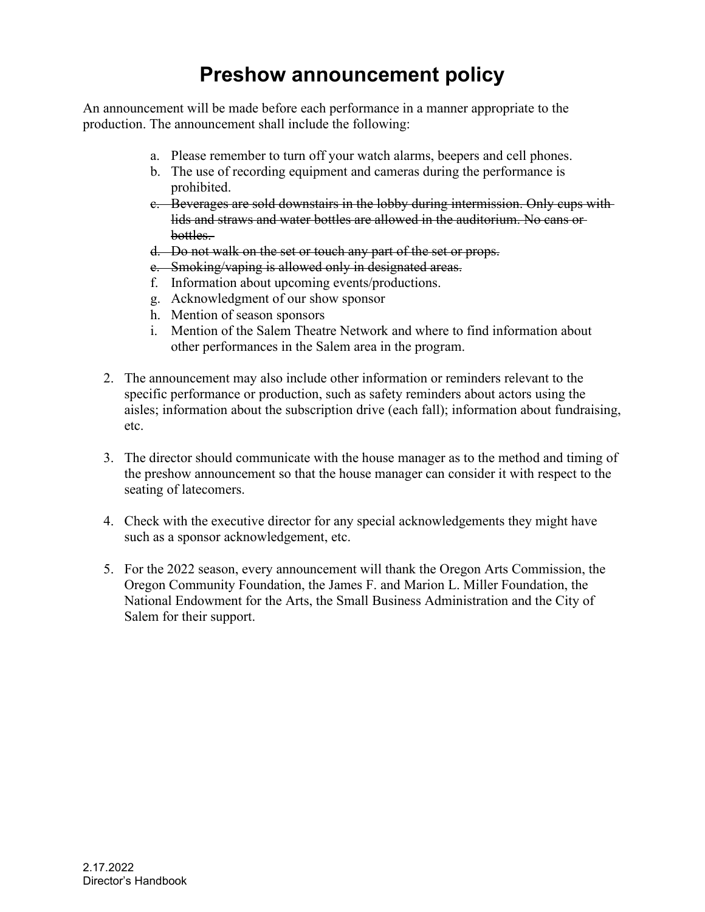# Preshow announcement policy

An announcement will be made before each performance in a manner appropriate to the production. The announcement shall include the following:

a. Please remember to turn off your watch alarms, beepers and cell phones.
b. The use of recording equipment and cameras during the performance is prohibited.
c. ~~Beverages are sold downstairs in the lobby during intermission. Only cups with lids and straws and water bottles are allowed in the auditorium. No cans or bottles.~~
d. ~~Do not walk on the set or touch any part of the set or props.~~
e. ~~Smoking/vaping is allowed only in designated areas.~~
f. Information about upcoming events/productions.
g. Acknowledgment of our show sponsor
h. Mention of season sponsors
i. Mention of the Salem Theatre Network and where to find information about other performances in the Salem area in the program.

2. The announcement may also include other information or reminders relevant to the specific performance or production, such as safety reminders about actors using the aisles; information about the subscription drive (each fall); information about fundraising, etc.

3. The director should communicate with the house manager as to the method and timing of the preshow announcement so that the house manager can consider it with respect to the seating of latecomers.

4. Check with the executive director for any special acknowledgements they might have such as a sponsor acknowledgement, etc.

5. For the 2022 season, every announcement will thank the Oregon Arts Commission, the Oregon Community Foundation, the James F. and Marion L. Miller Foundation, the National Endowment for the Arts, the Small Business Administration and the City of Salem for their support.

2.17.2022
Director's Handbook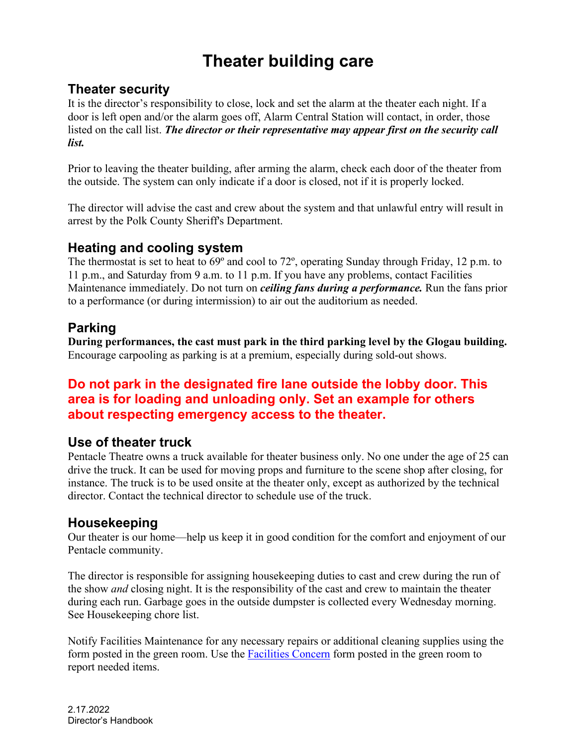# Theater building care

## Theater security

It is the director's responsibility to close, lock and set the alarm at the theater each night. If a door is left open and/or the alarm goes off, Alarm Central Station will contact, in order, those listed on the call list. ***The director or their representative may appear first on the security call list.***

Prior to leaving the theater building, after arming the alarm, check each door of the theater from the outside. The system can only indicate if a door is closed, not if it is properly locked.

The director will advise the cast and crew about the system and that unlawful entry will result in arrest by the Polk County Sheriff's Department.

## Heating and cooling system

The thermostat is set to heat to 69º and cool to 72º, operating Sunday through Friday, 12 p.m. to 11 p.m., and Saturday from 9 a.m. to 11 p.m. If you have any problems, contact Facilities Maintenance immediately. Do not turn on ***ceiling fans during a performance.*** Run the fans prior to a performance (or during intermission) to air out the auditorium as needed.

## Parking

**During performances, the cast must park in the third parking level by the Glogau building.** Encourage carpooling as parking is at a premium, especially during sold-out shows.

**Do not park in the designated fire lane outside the lobby door. This area is for loading and unloading only. Set an example for others about respecting emergency access to the theater.**

## Use of theater truck

Pentacle Theatre owns a truck available for theater business only. No one under the age of 25 can drive the truck. It can be used for moving props and furniture to the scene shop after closing, for instance. The truck is to be used onsite at the theater only, except as authorized by the technical director. Contact the technical director to schedule use of the truck.

## Housekeeping

Our theater is our home—help us keep it in good condition for the comfort and enjoyment of our Pentacle community.

The director is responsible for assigning housekeeping duties to cast and crew during the run of the show *and* closing night. It is the responsibility of the cast and crew to maintain the theater during each run. Garbage goes in the outside dumpster is collected every Wednesday morning. See Housekeeping chore list.

Notify Facilities Maintenance for any necessary repairs or additional cleaning supplies using the form posted in the green room. Use the Facilities Concern form posted in the green room to report needed items.

2.17.2022
Director's Handbook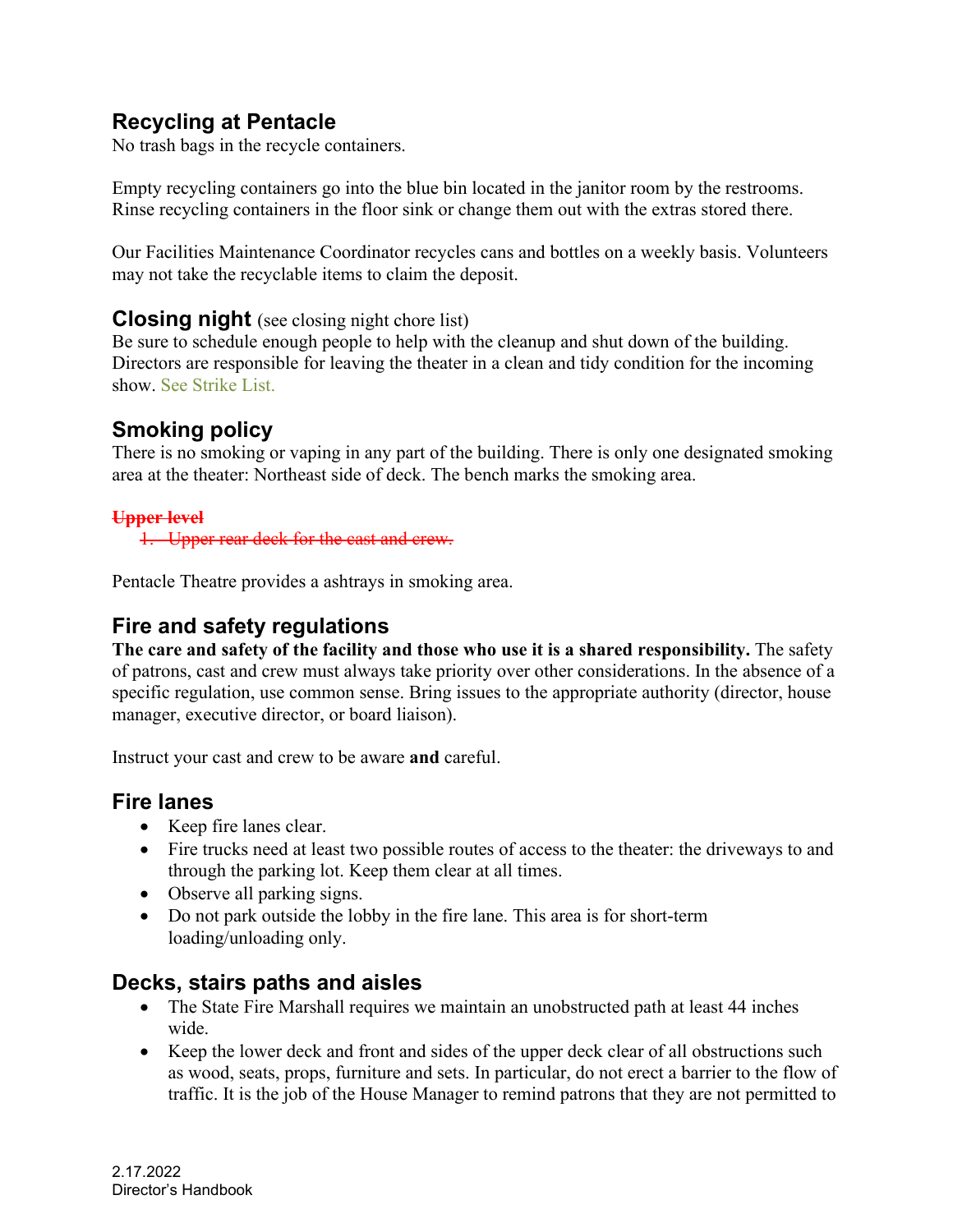## Recycling at Pentacle

No trash bags in the recycle containers.

Empty recycling containers go into the blue bin located in the janitor room by the restrooms. Rinse recycling containers in the floor sink or change them out with the extras stored there.

Our Facilities Maintenance Coordinator recycles cans and bottles on a weekly basis. Volunteers may not take the recyclable items to claim the deposit.

## Closing night (see closing night chore list)

Be sure to schedule enough people to help with the cleanup and shut down of the building. Directors are responsible for leaving the theater in a clean and tidy condition for the incoming show. See Strike List.

## Smoking policy

There is no smoking or vaping in any part of the building. There is only one designated smoking area at the theater: Northeast side of deck. The bench marks the smoking area.

~~**Upper level**~~

1. ~~Upper rear deck for the cast and crew.~~

Pentacle Theatre provides a ashtrays in smoking area.

## Fire and safety regulations

**The care and safety of the facility and those who use it is a shared responsibility.** The safety of patrons, cast and crew must always take priority over other considerations. In the absence of a specific regulation, use common sense. Bring issues to the appropriate authority (director, house manager, executive director, or board liaison).

Instruct your cast and crew to be aware **and** careful.

## Fire lanes

- Keep fire lanes clear.
- Fire trucks need at least two possible routes of access to the theater: the driveways to and through the parking lot. Keep them clear at all times.
- Observe all parking signs.
- Do not park outside the lobby in the fire lane. This area is for short-term loading/unloading only.

## Decks, stairs paths and aisles

- The State Fire Marshall requires we maintain an unobstructed path at least 44 inches wide.
- Keep the lower deck and front and sides of the upper deck clear of all obstructions such as wood, seats, props, furniture and sets. In particular, do not erect a barrier to the flow of traffic. It is the job of the House Manager to remind patrons that they are not permitted to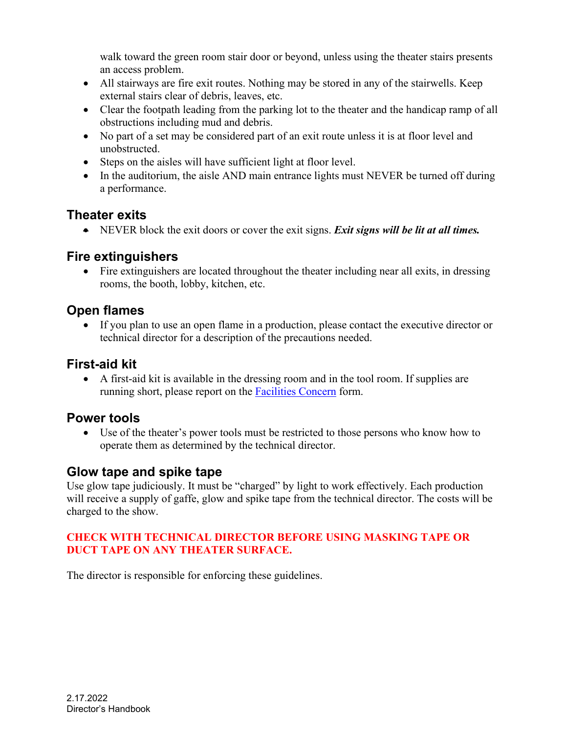walk toward the green room stair door or beyond, unless using the theater stairs presents an access problem.

- All stairways are fire exit routes. Nothing may be stored in any of the stairwells. Keep external stairs clear of debris, leaves, etc.
- Clear the footpath leading from the parking lot to the theater and the handicap ramp of all obstructions including mud and debris.
- No part of a set may be considered part of an exit route unless it is at floor level and unobstructed.
- Steps on the aisles will have sufficient light at floor level.
- In the auditorium, the aisle AND main entrance lights must NEVER be turned off during a performance.

## Theater exits

- NEVER block the exit doors or cover the exit signs. ***Exit signs will be lit at all times.***

## Fire extinguishers

- Fire extinguishers are located throughout the theater including near all exits, in dressing rooms, the booth, lobby, kitchen, etc.

## Open flames

- If you plan to use an open flame in a production, please contact the executive director or technical director for a description of the precautions needed.

## First-aid kit

- A first-aid kit is available in the dressing room and in the tool room. If supplies are running short, please report on the Facilities Concern form.

## Power tools

- Use of the theater's power tools must be restricted to those persons who know how to operate them as determined by the technical director.

## Glow tape and spike tape

Use glow tape judiciously. It must be "charged" by light to work effectively. Each production will receive a supply of gaffe, glow and spike tape from the technical director. The costs will be charged to the show.

**CHECK WITH TECHNICAL DIRECTOR BEFORE USING MASKING TAPE OR DUCT TAPE ON ANY THEATER SURFACE.**

The director is responsible for enforcing these guidelines.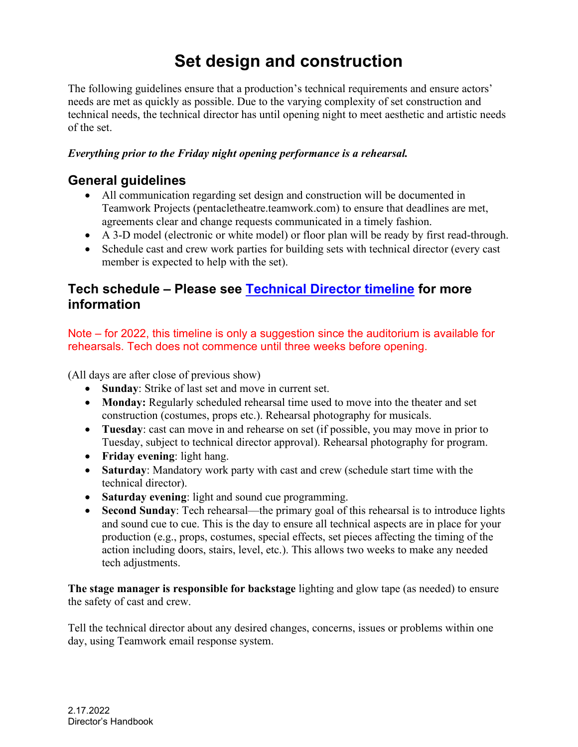# Set design and construction

The following guidelines ensure that a production's technical requirements and ensure actors' needs are met as quickly as possible. Due to the varying complexity of set construction and technical needs, the technical director has until opening night to meet aesthetic and artistic needs of the set.

***Everything prior to the Friday night opening performance is a rehearsal.***

## General guidelines

- All communication regarding set design and construction will be documented in Teamwork Projects (pentacletheatre.teamwork.com) to ensure that deadlines are met, agreements clear and change requests communicated in a timely fashion.
- A 3-D model (electronic or white model) or floor plan will be ready by first read-through.
- Schedule cast and crew work parties for building sets with technical director (every cast member is expected to help with the set).

## Tech schedule – Please see Technical Director timeline for more information

Note – for 2022, this timeline is only a suggestion since the auditorium is available for rehearsals. Tech does not commence until three weeks before opening.

(All days are after close of previous show)

- **Sunday**: Strike of last set and move in current set.
- **Monday:** Regularly scheduled rehearsal time used to move into the theater and set construction (costumes, props etc.). Rehearsal photography for musicals.
- **Tuesday**: cast can move in and rehearse on set (if possible, you may move in prior to Tuesday, subject to technical director approval). Rehearsal photography for program.
- **Friday evening**: light hang.
- **Saturday**: Mandatory work party with cast and crew (schedule start time with the technical director).
- **Saturday evening**: light and sound cue programming.
- **Second Sunday**: Tech rehearsal—the primary goal of this rehearsal is to introduce lights and sound cue to cue. This is the day to ensure all technical aspects are in place for your production (e.g., props, costumes, special effects, set pieces affecting the timing of the action including doors, stairs, level, etc.). This allows two weeks to make any needed tech adjustments.

**The stage manager is responsible for backstage** lighting and glow tape (as needed) to ensure the safety of cast and crew.

Tell the technical director about any desired changes, concerns, issues or problems within one day, using Teamwork email response system.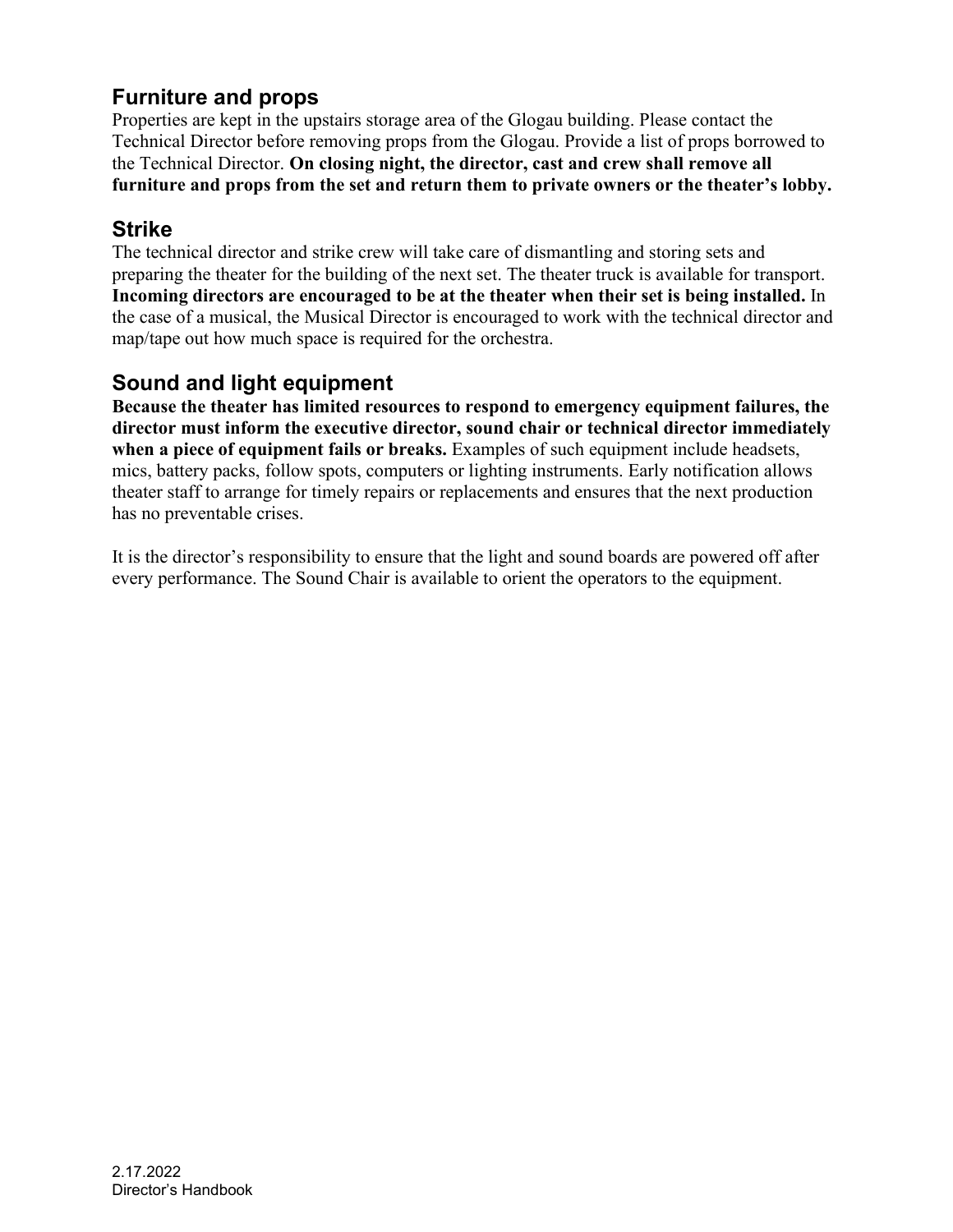## Furniture and props

Properties are kept in the upstairs storage area of the Glogau building. Please contact the Technical Director before removing props from the Glogau. Provide a list of props borrowed to the Technical Director. **On closing night, the director, cast and crew shall remove all furniture and props from the set and return them to private owners or the theater's lobby.**

## Strike

The technical director and strike crew will take care of dismantling and storing sets and preparing the theater for the building of the next set. The theater truck is available for transport. **Incoming directors are encouraged to be at the theater when their set is being installed.** In the case of a musical, the Musical Director is encouraged to work with the technical director and map/tape out how much space is required for the orchestra.

## Sound and light equipment

**Because the theater has limited resources to respond to emergency equipment failures, the director must inform the executive director, sound chair or technical director immediately when a piece of equipment fails or breaks.** Examples of such equipment include headsets, mics, battery packs, follow spots, computers or lighting instruments. Early notification allows theater staff to arrange for timely repairs or replacements and ensures that the next production has no preventable crises.

It is the director's responsibility to ensure that the light and sound boards are powered off after every performance. The Sound Chair is available to orient the operators to the equipment.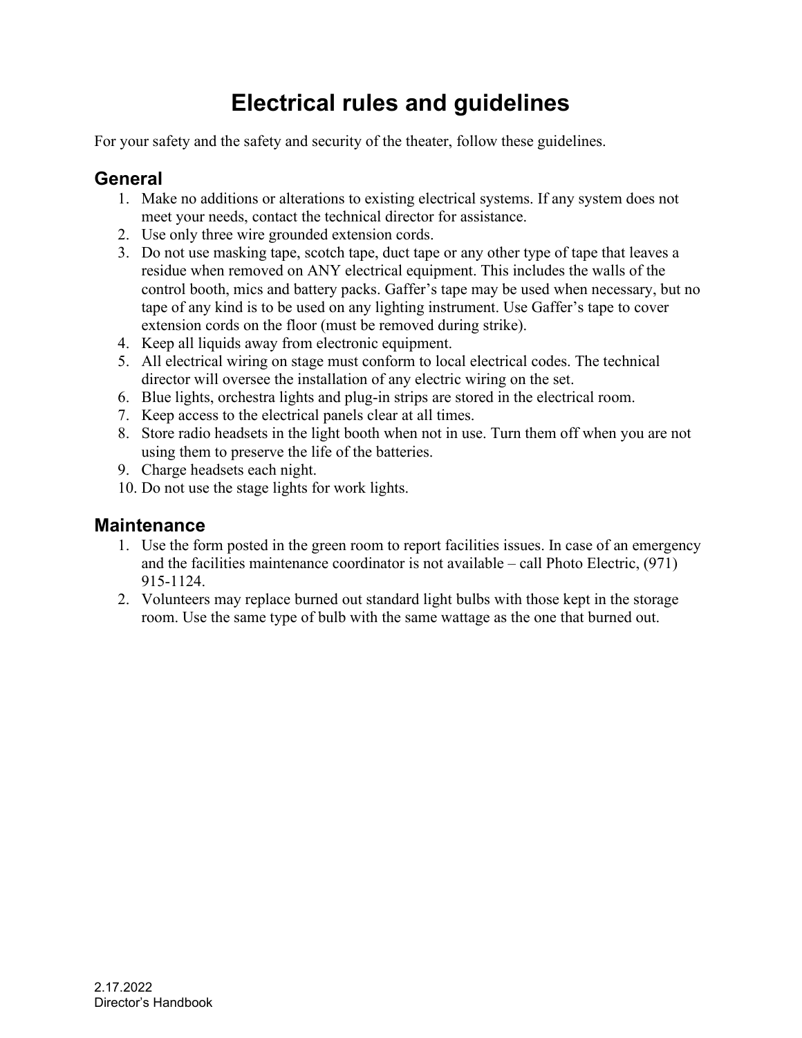# Electrical rules and guidelines

For your safety and the safety and security of the theater, follow these guidelines.

## General

1. Make no additions or alterations to existing electrical systems. If any system does not meet your needs, contact the technical director for assistance.
2. Use only three wire grounded extension cords.
3. Do not use masking tape, scotch tape, duct tape or any other type of tape that leaves a residue when removed on ANY electrical equipment. This includes the walls of the control booth, mics and battery packs. Gaffer's tape may be used when necessary, but no tape of any kind is to be used on any lighting instrument. Use Gaffer's tape to cover extension cords on the floor (must be removed during strike).
4. Keep all liquids away from electronic equipment.
5. All electrical wiring on stage must conform to local electrical codes. The technical director will oversee the installation of any electric wiring on the set.
6. Blue lights, orchestra lights and plug-in strips are stored in the electrical room.
7. Keep access to the electrical panels clear at all times.
8. Store radio headsets in the light booth when not in use. Turn them off when you are not using them to preserve the life of the batteries.
9. Charge headsets each night.
10. Do not use the stage lights for work lights.

## Maintenance

1. Use the form posted in the green room to report facilities issues. In case of an emergency and the facilities maintenance coordinator is not available – call Photo Electric, (971) 915-1124.
2. Volunteers may replace burned out standard light bulbs with those kept in the storage room. Use the same type of bulb with the same wattage as the one that burned out.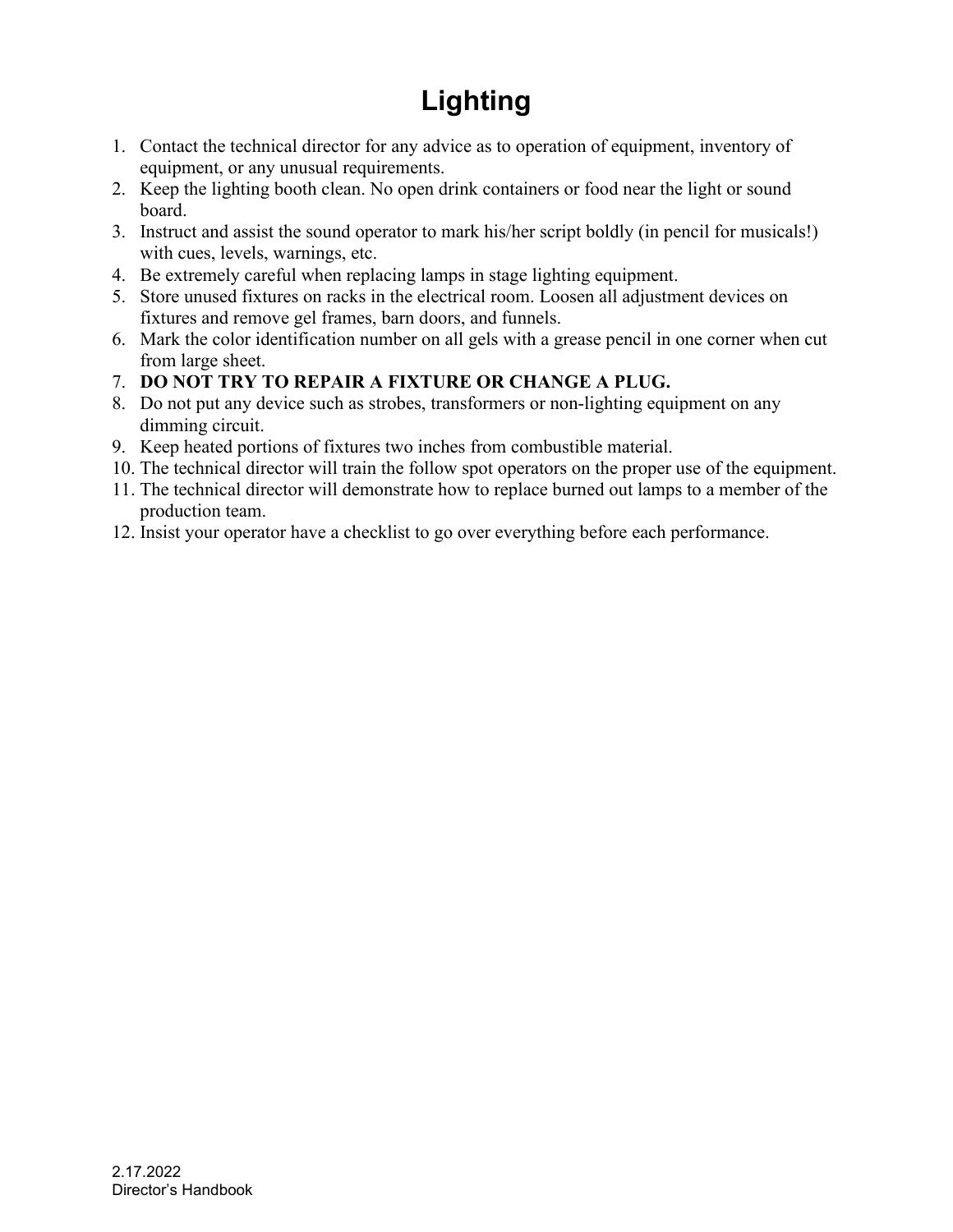# Lighting

1. Contact the technical director for any advice as to operation of equipment, inventory of equipment, or any unusual requirements.
2. Keep the lighting booth clean. No open drink containers or food near the light or sound board.
3. Instruct and assist the sound operator to mark his/her script boldly (in pencil for musicals!) with cues, levels, warnings, etc.
4. Be extremely careful when replacing lamps in stage lighting equipment.
5. Store unused fixtures on racks in the electrical room. Loosen all adjustment devices on fixtures and remove gel frames, barn doors, and funnels.
6. Mark the color identification number on all gels with a grease pencil in one corner when cut from large sheet.
7. **DO NOT TRY TO REPAIR A FIXTURE OR CHANGE A PLUG.**
8. Do not put any device such as strobes, transformers or non-lighting equipment on any dimming circuit.
9. Keep heated portions of fixtures two inches from combustible material.
10. The technical director will train the follow spot operators on the proper use of the equipment.
11. The technical director will demonstrate how to replace burned out lamps to a member of the production team.
12. Insist your operator have a checklist to go over everything before each performance.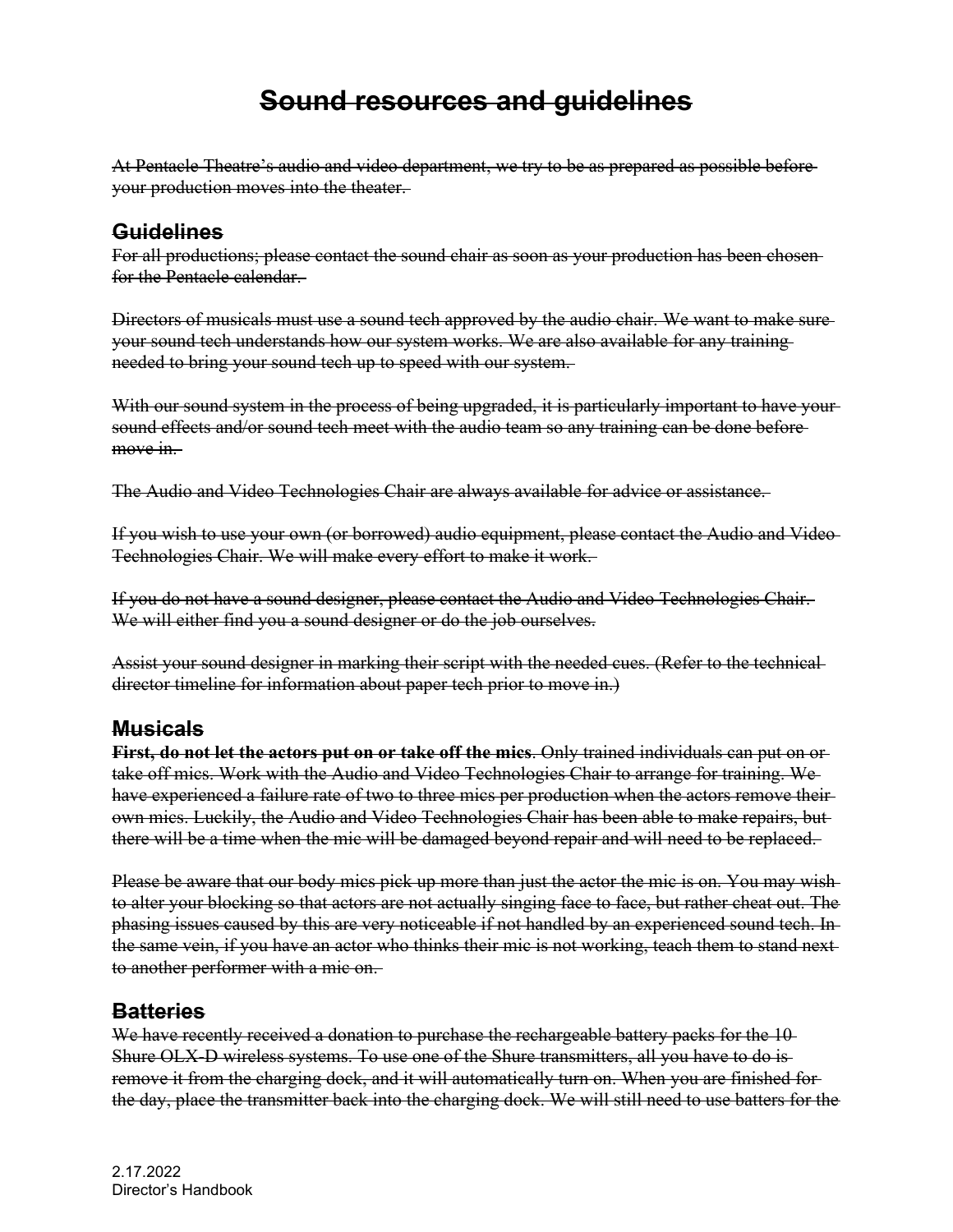# ~~Sound resources and guidelines~~

~~At Pentacle Theatre's audio and video department, we try to be as prepared as possible before your production moves into the theater.~~

## ~~Guidelines~~

~~For all productions; please contact the sound chair as soon as your production has been chosen for the Pentacle calendar.~~

~~Directors of musicals must use a sound tech approved by the audio chair. We want to make sure your sound tech understands how our system works. We are also available for any training needed to bring your sound tech up to speed with our system.~~

~~With our sound system in the process of being upgraded, it is particularly important to have your sound effects and/or sound tech meet with the audio team so any training can be done before move in.~~

~~The Audio and Video Technologies Chair are always available for advice or assistance.~~

~~If you wish to use your own (or borrowed) audio equipment, please contact the Audio and Video Technologies Chair. We will make every effort to make it work.~~

~~If you do not have a sound designer, please contact the Audio and Video Technologies Chair. We will either find you a sound designer or do the job ourselves.~~

~~Assist your sound designer in marking their script with the needed cues. (Refer to the technical director timeline for information about paper tech prior to move in.)~~

## ~~Musicals~~

~~**First, do not let the actors put on or take off the mics**. Only trained individuals can put on or take off mics. Work with the Audio and Video Technologies Chair to arrange for training. We have experienced a failure rate of two to three mics per production when the actors remove their own mics. Luckily, the Audio and Video Technologies Chair has been able to make repairs, but there will be a time when the mic will be damaged beyond repair and will need to be replaced.~~

~~Please be aware that our body mics pick up more than just the actor the mic is on. You may wish to alter your blocking so that actors are not actually singing face to face, but rather cheat out. The phasing issues caused by this are very noticeable if not handled by an experienced sound tech. In the same vein, if you have an actor who thinks their mic is not working, teach them to stand next to another performer with a mic on.~~

## ~~Batteries~~

~~We have recently received a donation to purchase the rechargeable battery packs for the 10 Shure OLX-D wireless systems. To use one of the Shure transmitters, all you have to do is remove it from the charging dock, and it will automatically turn on. When you are finished for the day, place the transmitter back into the charging dock. We will still need to use batters for the~~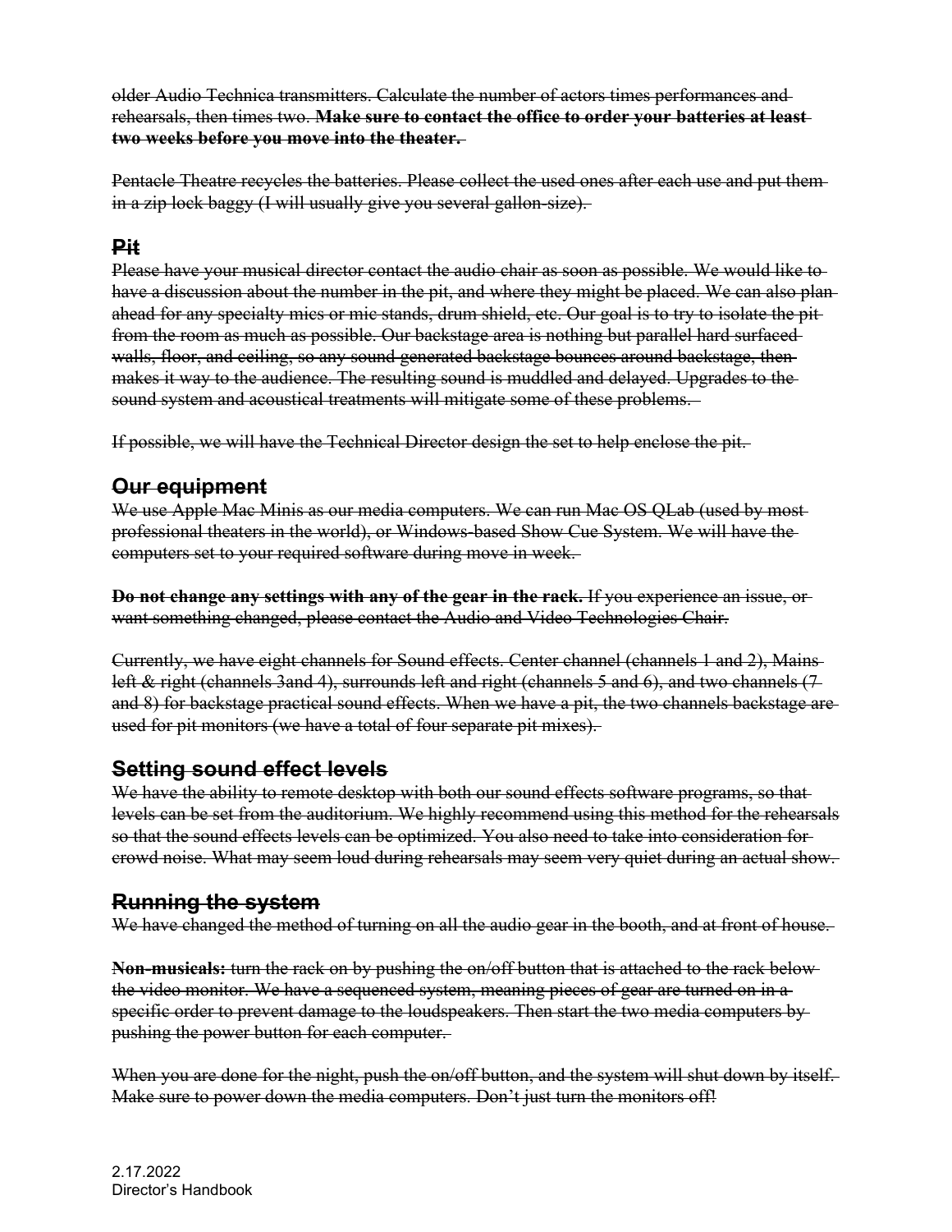older Audio Technica transmitters. Calculate the number of actors times performances and rehearsals, then times two. **Make sure to contact the office to order your batteries at least two weeks before you move into the theater.**

Pentacle Theatre recycles the batteries. Please collect the used ones after each use and put them in a zip lock baggy (I will usually give you several gallon-size).

## Pit

Please have your musical director contact the audio chair as soon as possible. We would like to have a discussion about the number in the pit, and where they might be placed. We can also plan ahead for any specialty mics or mic stands, drum shield, etc. Our goal is to try to isolate the pit from the room as much as possible. Our backstage area is nothing but parallel hard surfaced walls, floor, and ceiling, so any sound generated backstage bounces around backstage, then makes it way to the audience. The resulting sound is muddled and delayed. Upgrades to the sound system and acoustical treatments will mitigate some of these problems.

If possible, we will have the Technical Director design the set to help enclose the pit.

## Our equipment

We use Apple Mac Minis as our media computers. We can run Mac OS QLab (used by most professional theaters in the world), or Windows-based Show Cue System. We will have the computers set to your required software during move in week.

**Do not change any settings with any of the gear in the rack.** If you experience an issue, or want something changed, please contact the Audio and Video Technologies Chair.

Currently, we have eight channels for Sound effects. Center channel (channels 1 and 2), Mains left & right (channels 3and 4), surrounds left and right (channels 5 and 6), and two channels (7 and 8) for backstage practical sound effects. When we have a pit, the two channels backstage are used for pit monitors (we have a total of four separate pit mixes).

## Setting sound effect levels

We have the ability to remote desktop with both our sound effects software programs, so that levels can be set from the auditorium. We highly recommend using this method for the rehearsals so that the sound effects levels can be optimized. You also need to take into consideration for crowd noise. What may seem loud during rehearsals may seem very quiet during an actual show.

## Running the system

We have changed the method of turning on all the audio gear in the booth, and at front of house.

**Non-musicals:** turn the rack on by pushing the on/off button that is attached to the rack below the video monitor. We have a sequenced system, meaning pieces of gear are turned on in a specific order to prevent damage to the loudspeakers. Then start the two media computers by pushing the power button for each computer.

When you are done for the night, push the on/off button, and the system will shut down by itself. Make sure to power down the media computers. Don't just turn the monitors off!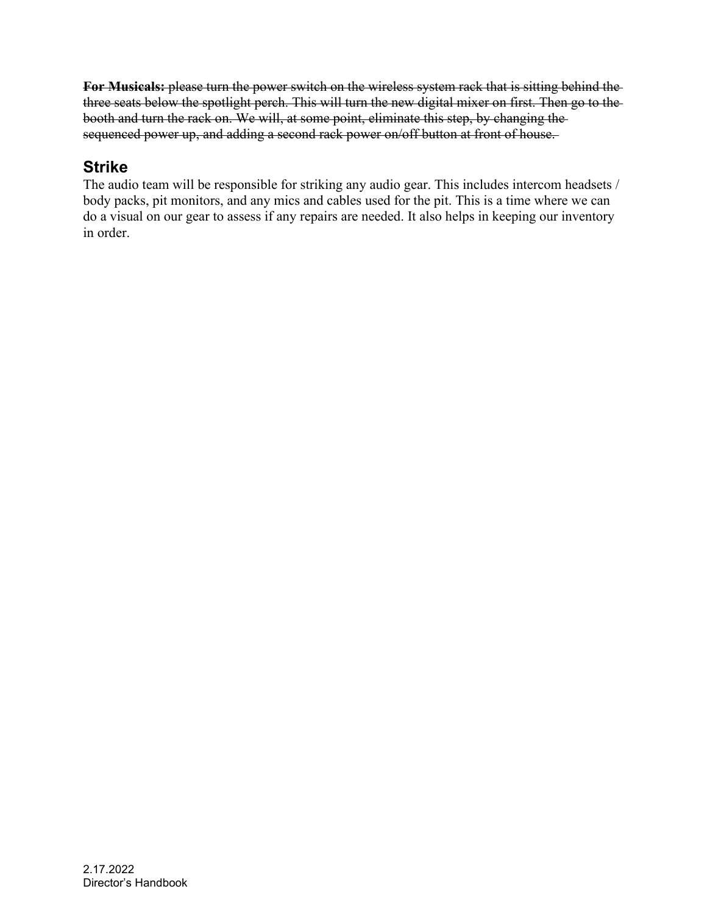~~**For Musicals:** please turn the power switch on the wireless system rack that is sitting behind the three seats below the spotlight perch. This will turn the new digital mixer on first. Then go to the booth and turn the rack on. We will, at some point, eliminate this step, by changing the sequenced power up, and adding a second rack power on/off button at front of house.~~

## Strike

The audio team will be responsible for striking any audio gear. This includes intercom headsets / body packs, pit monitors, and any mics and cables used for the pit. This is a time where we can do a visual on our gear to assess if any repairs are needed. It also helps in keeping our inventory in order.